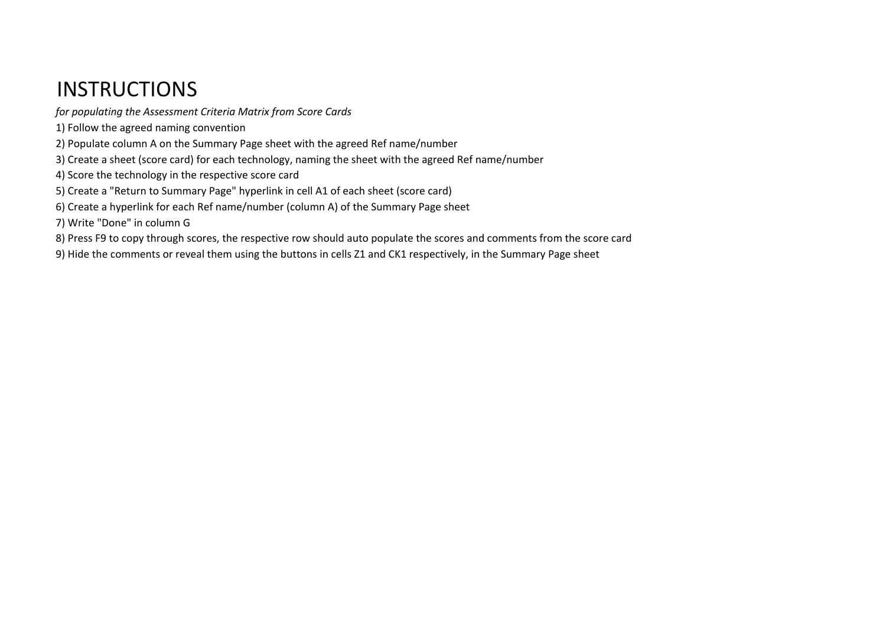# INSTRUCTIONS

*for populating the Assessment Criteria Matrix from Score Cards*

1) Follow the agreed naming convention
2) Populate column A on the Summary Page sheet with the agreed Ref name/number
3) Create a sheet (score card) for each technology, naming the sheet with the agreed Ref name/number
4) Score the technology in the respective score card
5) Create a "Return to Summary Page" hyperlink in cell A1 of each sheet (score card)
6) Create a hyperlink for each Ref name/number (column A) of the Summary Page sheet
7) Write "Done" in column G
8) Press F9 to copy through scores, the respective row should auto populate the scores and comments from the score card
9) Hide the comments or reveal them using the buttons in cells Z1 and CK1 respectively, in the Summary Page sheet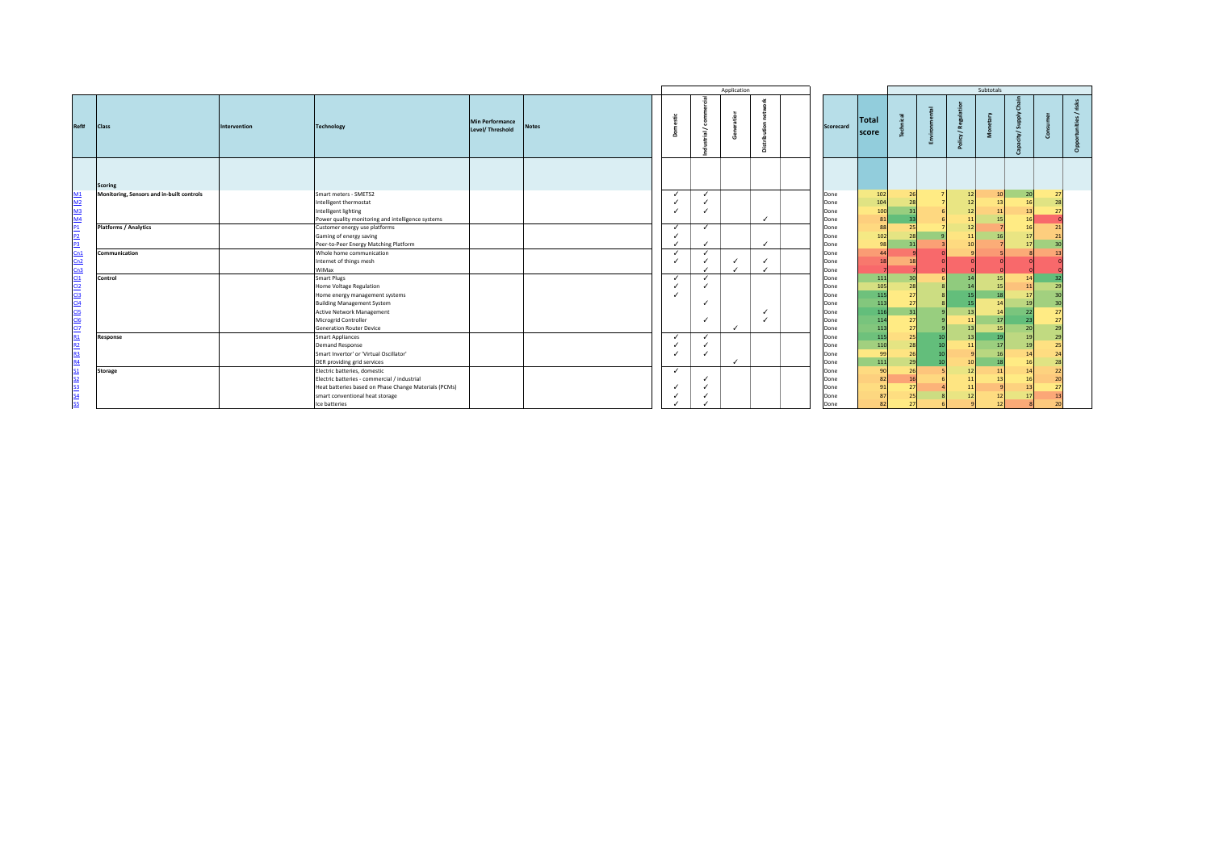| Ref# | Class | Intervention | Technology | Min Performance Level/ Threshold | Notes | Application | | | | | Scorecard | Total score | Subtotals | | | | | | |
|---|---|---|---|---|---|---|---|---|---|---|---|---|---|---|---|---|---|---|---|
| | | | | | | Domestic | Industrial / commercial | Generation | Distribution network | | | | Technical | Environmental | Policy / Regulation | Monetary | Capacity / Supply Chain | Consumer | Opportunities / risks |
| | Scoring | | | | | | | | | | | | | | | | | | |
| M1 | Monitoring, Sensors and in-built controls | | Smart meters - SMETS2 | | | ✓ | ✓ | | | | Done | 102 | 26 | 7 | 12 | 10 | 20 | 27 | |
| M2 | | | Intelligent thermostat | | | ✓ | ✓ | | | | Done | 104 | 28 | 7 | 12 | 13 | 16 | 28 | |
| M3 | | | Intelligent lighting | | | ✓ | ✓ | | | | Done | 100 | 31 | 6 | 12 | 11 | 13 | 27 | |
| M4 | | | Power quality monitoring and intelligence systems | | | | | | ✓ | | Done | 81 | 33 | 6 | 11 | 15 | 16 | 0 | |
| P1 | Platforms / Analytics | | Customer energy use platforms | | | ✓ | ✓ | | | | Done | 88 | 25 | 7 | 12 | 7 | 16 | 21 | |
| P2 | | | Gaming of energy saving | | | ✓ | | | | | Done | 102 | 28 | 9 | 11 | 16 | 17 | 21 | |
| P3 | | | Peer-to-Peer Energy Matching Platform | | | ✓ | ✓ | | ✓ | | Done | 98 | 31 | 3 | 10 | 7 | 17 | 30 | |
| Cn1 | Communication | | Whole home communication | | | ✓ | ✓ | | | | Done | 44 | 9 | 0 | 9 | 5 | 8 | 13 | |
| Cn2 | | | Internet of things mesh | | | ✓ | ✓ | ✓ | ✓ | | Done | 18 | 18 | 0 | 0 | 0 | 0 | 0 | |
| Cn3 | | | WiMax | | | | ✓ | ✓ | ✓ | | Done | 7 | 7 | 0 | 0 | 0 | 0 | 0 | |
| Cl1 | Control | | Smart Plugs | | | ✓ | ✓ | | | | Done | 111 | 30 | 6 | 14 | 15 | 14 | 32 | |
| Cl2 | | | Home Voltage Regulation | | | ✓ | ✓ | | | | Done | 105 | 28 | 8 | 14 | 15 | 11 | 29 | |
| Cl3 | | | Home energy management systems | | | ✓ | | | | | Done | 115 | 27 | 8 | 15 | 18 | 17 | 30 | |
| Cl4 | | | Building Management System | | | | ✓ | | | | Done | 113 | 27 | 8 | 15 | 14 | 19 | 30 | |
| Cl6 | | | Active Network Management | | | | | | ✓ | | Done | 116 | 31 | 9 | 13 | 14 | 22 | 27 | |
| Cl6 | | | Microgrid Controller | | | | ✓ | | ✓ | | Done | 114 | 27 | 9 | 11 | 17 | 23 | 27 | |
| Cl7 | | | Generation Router Device | | | | | ✓ | | | Done | 113 | 27 | 9 | 13 | 15 | 20 | 29 | |
| R1 | Response | | Smart Appliances | | | ✓ | ✓ | | | | Done | 115 | 25 | 10 | 13 | 19 | 19 | 29 | |
| R2 | | | Demand Response | | | ✓ | ✓ | | | | Done | 110 | 28 | 10 | 11 | 17 | 19 | 25 | |
| R3 | | | Smart Invertor' or 'Virtual Oscillator' | | | ✓ | ✓ | | | | Done | 99 | 26 | 10 | 9 | 16 | 14 | 24 | |
| R4 | | | DER providing grid services | | | | | ✓ | | | Done | 111 | 29 | 10 | 10 | 18 | 16 | 28 | |
| S1 | Storage | | Electric batteries, domestic | | | ✓ | | | | | Done | 90 | 26 | 5 | 12 | 11 | 14 | 22 | |
| S2 | | | Electric batteries - commercial / industrial | | | | ✓ | | | | Done | 82 | 16 | 6 | 11 | 13 | 16 | 20 | |
| S3 | | | Heat batteries based on Phase Change Materials (PCMs) | | | ✓ | ✓ | | | | Done | 91 | 27 | 4 | 11 | 9 | 13 | 27 | |
| S4 | | | smart conventional heat storage | | | ✓ | ✓ | | | | Done | 87 | 25 | 8 | 12 | 12 | 17 | 13 | |
| S5 | | | Ice batteries | | | ✓ | ✓ | | | | Done | 82 | 27 | 6 | 9 | 12 | 8 | 20 | |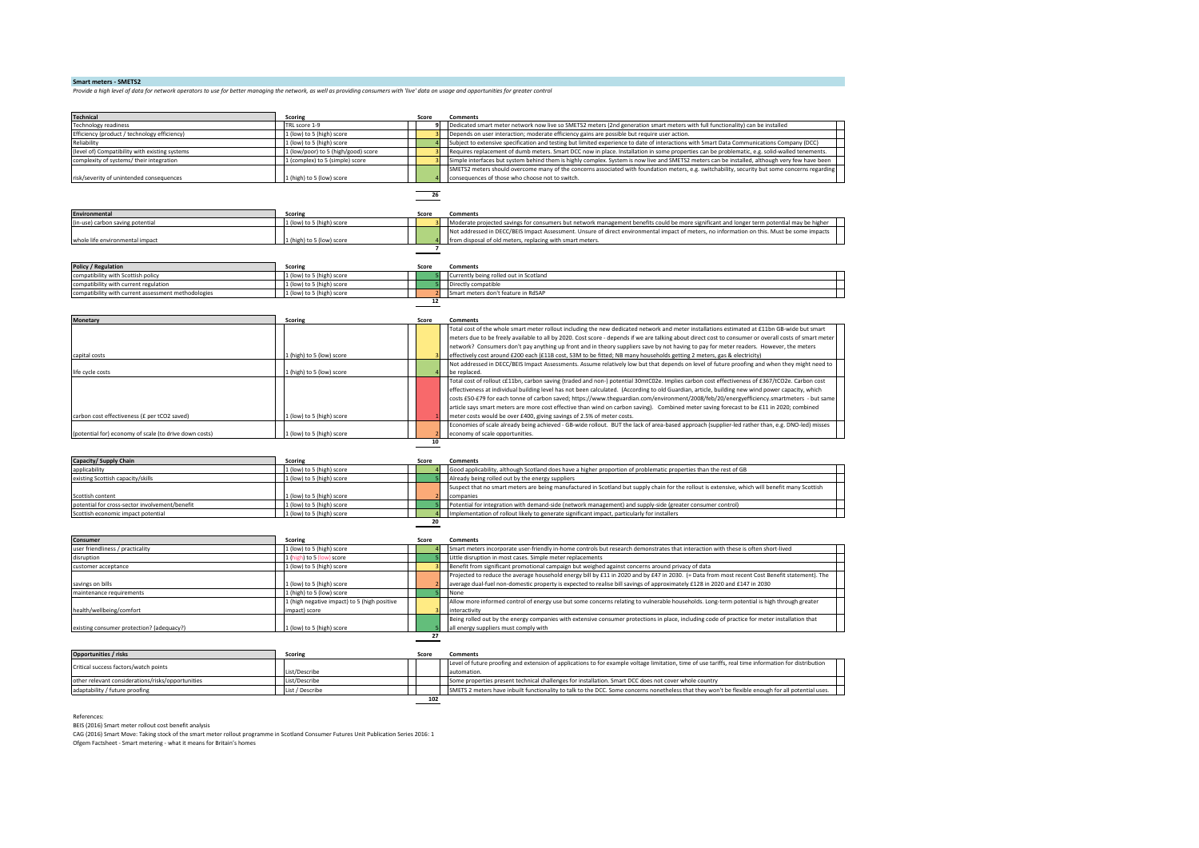## Smart meters - SMETS2

*Provide a high level of data for network operators to use for better managing the network, as well as providing consumers with 'live' data on usage and opportunities for greater control*

| Technical | Scoring | Score | Comments |
|---|---|---|---|
| Technology readiness | TRL score 1-9 | 9 | Dedicated smart meter network now live so SMETS2 meters (2nd generation smart meters with full functionality) can be installed |
| Efficiency (product / technology efficiency) | 1 (low) to 5 (high) score | 3 | Depends on user interaction; moderate efficiency gains are possible but require user action. |
| Reliability | 1 (low) to 5 (high) score | 4 | Subject to extensive specification and testing but limited experience to date of interactions with Smart Data Communications Company (DCC) |
| (level of) Compatibility with existing systems | 1 (low/poor) to 5 (high/good) score | 3 | Requires replacement of dumb meters. Smart DCC now in place. Installation in some properties can be problematic, e.g. solid-walled tenements. |
| complexity of systems/ their integration | 1 (complex) to 5 (simple) score | 3 | Simple interfaces but system behind them is highly complex. System is now live and SMETS2 meters can be installed, although very few have been |
| risk/severity of unintended consequences | 1 (high) to 5 (low) score | 4 | SMETS2 meters should overcome many of the concerns associated with foundation meters, e.g. switchability, security but some concerns regarding consequences of those who choose not to switch. |
| | | 26 | |

| Environmental | Scoring | Score | Comments |
|---|---|---|---|
| (in-use) carbon saving potential | 1 (low) to 5 (high) score | 3 | Moderate projected savings for consumers but network management benefits could be more significant and longer term potential may be higher |
| whole life environmental impact | 1 (high) to 5 (low) score | 4 | Not addressed in DECC/BEIS Impact Assessment. Unsure of direct environmental impact of meters, no information on this. Must be some impacts from disposal of old meters, replacing with smart meters. |
| | | 7 | |

| Policy / Regulation | Scoring | Score | Comments |
|---|---|---|---|
| compatibility with Scottish policy | 1 (low) to 5 (high) score | 5 | Currently being rolled out in Scotland |
| compatibility with current regulation | 1 (low) to 5 (high) score | 5 | Directly compatible |
| compatibility with current assessment methodologies | 1 (low) to 5 (high) score | 2 | Smart meters don't feature in RdSAP |
| | | 12 | |

| Monetary | Scoring | Score | Comments |
|---|---|---|---|
| capital costs | 1 (high) to 5 (low) score | 3 | Total cost of the whole smart meter rollout including the new dedicated network and meter installations estimated at £11bn GB-wide but smart meters due to be freely available to all by 2020. Cost score - depends if we are talking about direct cost to consumer or overall costs of smart meter network? Consumers don't pay anything up front and in theory suppliers save by not having to pay for meter readers. However, the meters effectively cost around £200 each (£11B cost, 53M to be fitted; NB many households getting 2 meters, gas & electricity) |
| life cycle costs | 1 (high) to 5 (low) score | 4 | Not addressed in DECC/BEIS Impact Assessments. Assume relatively low but that depends on level of future proofing and when they might need to be replaced. |
| carbon cost effectiveness (£ per tCO2 saved) | 1 (low) to 5 (high) score | 1 | Total cost of rollout c£11bn, carbon saving (traded and non-) potential 30mtC02e. Implies carbon cost effectiveness of £367/tCO2e. Carbon cost effectiveness at individual building level has not been calculated. (According to old Guardian, article, building new wind power capacity, which costs £50-£79 for each tonne of carbon saved; https://www.theguardian.com/environment/2008/feb/20/energyefficiency.smartmeters - but same article says smart meters are more cost effective than wind on carbon saving). Combined meter saving forecast to be £11 in 2020; combined meter costs would be over £400, giving savings of 2.5% of meter costs. |
| (potential for) economy of scale (to drive down costs) | 1 (low) to 5 (high) score | 2 | Economies of scale already being achieved - GB-wide rollout. BUT the lack of area-based approach (supplier-led rather than, e.g. DNO-led) misses economy of scale opportunities. |
| | | 10 | |

| Capacity/ Supply Chain | Scoring | Score | Comments |
|---|---|---|---|
| applicability | 1 (low) to 5 (high) score | 4 | Good applicability, although Scotland does have a higher proportion of problematic properties than the rest of GB |
| existing Scottish capacity/skills | 1 (low) to 5 (high) score | 5 | Already being rolled out by the energy suppliers |
| Scottish content | 1 (low) to 5 (high) score | 2 | Suspect that no smart meters are being manufactured in Scotland but supply chain for the rollout is extensive, which will benefit many Scottish companies |
| potential for cross-sector involvement/benefit | 1 (low) to 5 (high) score | 5 | Potential for integration with demand-side (network management) and supply-side (greater consumer control) |
| Scottish economic impact potential | 1 (low) to 5 (high) score | 4 | Implementation of rollout likely to generate significant impact, particularly for installers |
| | | 20 | |

| Consumer | Scoring | Score | Comments |
|---|---|---|---|
| user friendliness / practicality | 1 (low) to 5 (high) score | 4 | Smart meters incorporate user-friendly in-home controls but research demonstrates that interaction with these is often short-lived |
| disruption | 1 (high) to 5 (low) score | 5 | Little disruption in most cases. Simple meter replacements |
| customer acceptance | 1 (low) to 5 (high) score | 3 | Benefit from significant promotional campaign but weighed against concerns around privacy of data |
| savings on bills | 1 (low) to 5 (high) score | 2 | Projected to reduce the average household energy bill by £11 in 2020 and by £47 in 2030. (= Data from most recent Cost Benefit statement). The average dual-fuel non-domestic property is expected to realise bill savings of approximately £128 in 2020 and £147 in 2030 |
| maintenance requirements | 1 (high) to 5 (low) score | 5 | None |
| health/wellbeing/comfort | 1 (high negative impact) to 5 (high positive impact) score | 3 | Allow more informed control of energy use but some concerns relating to vulnerable households. Long-term potential is high through greater interactivity |
| existing consumer protection? (adequacy?) | 1 (low) to 5 (high) score | 5 | Being rolled out by the energy companies with extensive consumer protections in place, including code of practice for meter installation that all energy suppliers must comply with |
| | | 27 | |

| Opportunities / risks | Scoring | Score | Comments |
|---|---|---|---|
| Critical success factors/watch points | List/Describe | | Level of future proofing and extension of applications to for example voltage limitation, time of use tariffs, real time information for distribution automation. |
| other relevant considerations/risks/opportunities | List/Describe | | Some properties present technical challenges for installation. Smart DCC does not cover whole country |
| adaptability / future proofing | List / Describe | | SMETS 2 meters have inbuilt functionality to talk to the DCC. Some concerns nonetheless that they won't be flexible enough for all potential uses. |
| | | 102 | |

References:

BEIS (2016) Smart meter rollout cost benefit analysis

CAG (2016) Smart Move: Taking stock of the smart meter rollout programme in Scotland Consumer Futures Unit Publication Series 2016: 1

Ofgem Factsheet - Smart metering - what it means for Britain's homes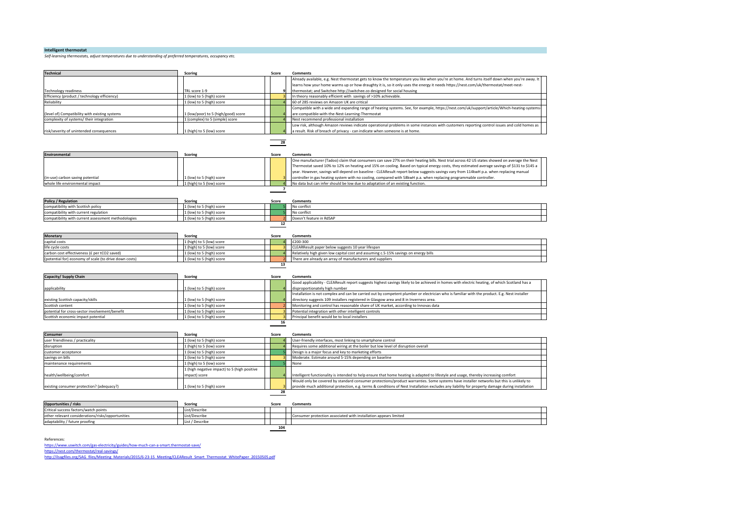## Intelligent thermostat

*Self-learning thermostats, adjust temperatures due to understanding of preferred temperatures, occupancy etc.*

| Technical | Scoring | Score | Comments |
|---|---|---|---|
| Technology readiness | TRL score 1-9 | 9 | Already available, e.g. Nest thermostat gets to know the temperature you like when you're at home. And turns itself down when you're away. It learns how your home warms up or how draughty it is, so it only uses the energy it needs https://nest.com/uk/thermostat/meet-nest-thermostat; and Switchee http://switchee.co designed for social housing |
| Efficiency (product / technology efficiency) | 1 (low) to 5 (high) score | 3 | In theory reasonably efficient with savings of >10% achievable. |
| Reliability | 1 (low) to 5 (high) score | 4 | 60 of 285 reviews on Amazon UK are critical |
| (level of) Compatibility with existing systems | 1 (low/poor) to 5 (high/good) score | 4 | Compatible with a wide and expanding range of heating systems. See, for example, https://nest.com/uk/support/article/Which-heating-systems-are-compatible-with-the-Nest-Learning-Thermostat |
| complexity of systems/ their integration | 1 (complex) to 5 (simple) score | 4 | Nest recommend professional installation |
| risk/severity of unintended consequences | 1 (high) to 5 (low) score | 4 | Low risk, although Amazon reviews indicate operational problems in some instances with customers reporting control issues and cold homes as a result. Risk of breach of privacy - can indicate when someone is at home. |
| | | 28 | |

| Environmental | Scoring | Score | Comments |
|---|---|---|---|
| (in-use) carbon saving potential | 1 (low) to 5 (high) score | 3 | One manufacturer (Tadoo) claim that consumers can save 27% on their heating bills. Nest trial across 42 US states showed on average the Nest Thermostat saved 10% to 12% on heating and 15% on cooling. Based on typical energy costs, they estimated average savings of $131 to $145 a year. However, savings will depend on baseline - CLEAResult report below suggests savings vary from 114kwH p.a. when replacing manual controller in gas heating system with no cooling, compared with 58kwH p.a. when replacing programmable controller. |
| whole life environmental impact | 1 (high) to 5 (low) score | 4 | No data but can infer should be low due to adaptation of an existing function. |
| | | 7 | |

| Policy / Regulation | Scoring | Score | Comments |
|---|---|---|---|
| compatibility with Scottish policy | 1 (low) to 5 (high) score | 5 | No conflict |
| compatibility with current regulation | 1 (low) to 5 (high) score | 5 | No conflict |
| compatibility with current assessment methodologies | 1 (low) to 5 (high) score | 2 | Doesn't feature in RdSAP |
| | | 12 | |

| Monetary | Scoring | Score | Comments |
|---|---|---|---|
| capital costs | 1 (high) to 5 (low) score | 4 | £200-300 |
| life cycle costs | 1 (high) to 5 (low) score | 3 | CLEARResult paper below suggests 10 year lifespan |
| carbon cost effectiveness (£ per tCO2 saved) | 1 (low) to 5 (high) score | 4 | Relatively high given low capital cost and assuming c.5-15% savings on energy bills |
| (potential for) economy of scale (to drive down costs) | 1 (low) to 5 (high) score | 2 | There are already an array of manufacturers and suppliers |
| | | 13 | |

| Capacity/ Supply Chain | Scoring | Score | Comments |
|---|---|---|---|
| applicability | 1 (low) to 5 (high) score | 4 | Good applicability - CLEAResult report suggests highest savings likely to be achieved in homes with electric heating, of which Scotland has a disproportionately high number |
| existing Scottish capacity/skills | 1 (low) to 5 (high) score | 4 | Installation is not complex and can be carried out by competent plumber or electrician who is familiar with the product. E.g. Nest installer directory suggests 109 installers registered in Glasgow area and 8 in Inverness area. |
| Scottish content | 1 (low) to 5 (high) score | 2 | Monitoring and control has reasonable share of UK market, according to Innovas data |
| potential for cross-sector involvement/benefit | 1 (low) to 5 (high) score | 3 | Potential integration with other intelligent controls |
| Scottish economic impact potential | 1 (low) to 5 (high) score | 3 | Principal benefit would be to local installers |
| | | 16 | |

| Consumer | Scoring | Score | Comments |
|---|---|---|---|
| user friendliness / practicality | 1 (low) to 5 (high) score | 4 | User-friendly interfaces, most linking to smartphone control |
| disruption | 1 (high) to 5 (low) score | 4 | Requires some additional wiring at the boiler but low level of disruption overall |
| customer acceptance | 1 (low) to 5 (high) score | 5 | Design is a major focus and key to marketing efforts |
| savings on bills | 1 (low) to 5 (high) score | 3 | Moderate. Estimate around 5-15% depending on baseline |
| maintenance requirements | 1 (high) to 5 (low) score | 5 | None |
| health/wellbeing/comfort | 1 (high negative impact) to 5 (high positive impact) score | 4 | Intelligent functionality is intended to help ensure that home heating is adapted to lifestyle and usage, thereby increasing comfort |
| existing consumer protection? (adequacy?) | 1 (low) to 5 (high) score | 3 | Would only be covered by standard consumer protections/product warranties. Some systems have installer networks but this is unlikely to provide much additional protection, e.g. terms & conditions of Nest Installation excludes any liability for property damage during installation |
| | | 28 | |

| Opportunities / risks | Scoring | Score | Comments |
|---|---|---|---|
| Critical success factors/watch points | List/Describe | | |
| other relevant considerations/risks/opportunities | List/Describe | | Consumer protection associated with installation appears limited |
| adaptability / future proofing | List / Describe | | |
| | | 104 | |

References:

https://www.uswitch.com/gas-electricity/guides/how-much-can-a-smart-thermostat-save/

https://nest.com/thermostat/real-savings/

http://ilsagfiles.org/SAG_files/Meeting_Materials/2015/6-23-15_Meeting/CLEAResult_Smart_Thermostat_WhitePaper_20150505.pdf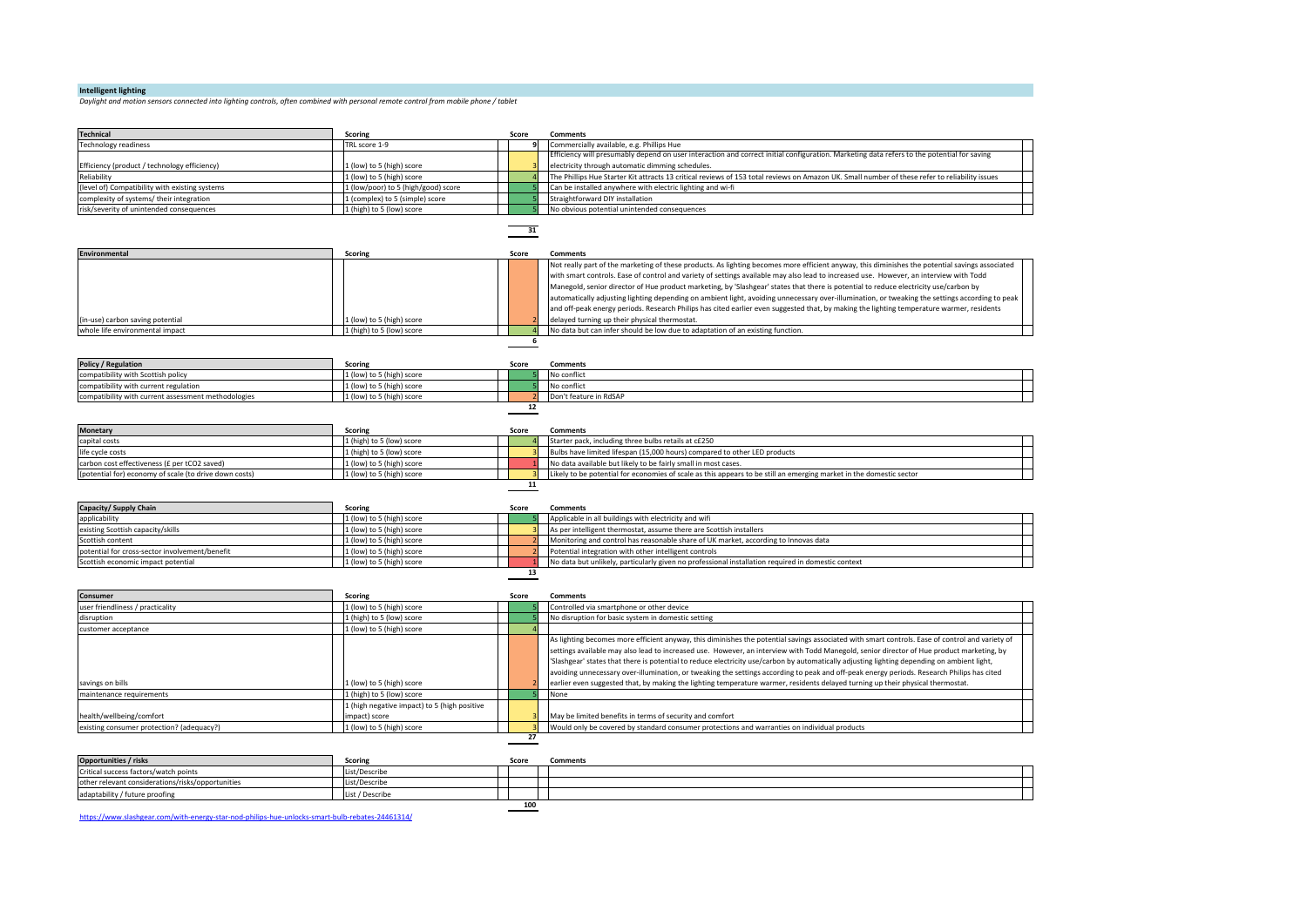## Intelligent lighting

*Daylight and motion sensors connected into lighting controls, often combined with personal remote control from mobile phone / tablet*

| Technical | Scoring | Score | Comments |
|---|---|---|---|
| Technology readiness | TRL score 1-9 | 9 | Commercially available, e.g. Phillips Hue |
| Efficiency (product / technology efficiency) | 1 (low) to 5 (high) score | 3 | Efficiency will presumably depend on user interaction and correct initial configuration. Marketing data refers to the potential for saving electricity through automatic dimming schedules. |
| Reliability | 1 (low) to 5 (high) score | 4 | The Phillips Hue Starter Kit attracts 13 critical reviews of 153 total reviews on Amazon UK. Small number of these refer to reliability issues |
| (level of) Compatibility with existing systems | 1 (low/poor) to 5 (high/good) score | 5 | Can be installed anywhere with electric lighting and wi-fi |
| complexity of systems/ their integration | 1 (complex) to 5 (simple) score | 5 | Straightforward DIY installation |
| risk/severity of unintended consequences | 1 (high) to 5 (low) score | 5 | No obvious potential unintended consequences |
| | | 31 | |

| Environmental | Scoring | Score | Comments |
|---|---|---|---|
| (in-use) carbon saving potential | 1 (low) to 5 (high) score | 2 | Not really part of the marketing of these products. As lighting becomes more efficient anyway, this diminishes the potential savings associated with smart controls. Ease of control and variety of settings available may also lead to increased use. However, an interview with Todd Manegold, senior director of Hue product marketing, by 'Slashgear' states that there is potential to reduce electricity use/carbon by automatically adjusting lighting depending on ambient light, avoiding unnecessary over-illumination, or tweaking the settings according to peak and off-peak energy periods. Research Philips has cited earlier even suggested that, by making the lighting temperature warmer, residents delayed turning up their physical thermostat. |
| whole life environmental impact | 1 (high) to 5 (low) score | 4 | No data but can infer should be low due to adaptation of an existing function. |
| | | 6 | |

| Policy / Regulation | Scoring | Score | Comments |
|---|---|---|---|
| compatibility with Scottish policy | 1 (low) to 5 (high) score | 5 | No conflict |
| compatibility with current regulation | 1 (low) to 5 (high) score | 5 | No conflict |
| compatibility with current assessment methodologies | 1 (low) to 5 (high) score | 2 | Don't feature in RdSAP |
| | | 12 | |

| Monetary | Scoring | Score | Comments |
|---|---|---|---|
| capital costs | 1 (high) to 5 (low) score | 4 | Starter pack, including three bulbs retails at c£250 |
| life cycle costs | 1 (high) to 5 (low) score | 3 | Bulbs have limited lifespan (15,000 hours) compared to other LED products |
| carbon cost effectiveness (£ per tCO2 saved) | 1 (low) to 5 (high) score | 1 | No data available but likely to be fairly small in most cases. |
| (potential for) economy of scale (to drive down costs) | 1 (low) to 5 (high) score | 3 | Likely to be potential for economies of scale as this appears to be still an emerging market in the domestic sector |
| | | 11 | |

| Capacity/ Supply Chain | Scoring | Score | Comments |
|---|---|---|---|
| applicability | 1 (low) to 5 (high) score | 5 | Applicable in all buildings with electricity and wifi |
| existing Scottish capacity/skills | 1 (low) to 5 (high) score | 3 | As per intelligent thermostat, assume there are Scottish installers |
| Scottish content | 1 (low) to 5 (high) score | 2 | Monitoring and control has reasonable share of UK market, according to Innovas data |
| potential for cross-sector involvement/benefit | 1 (low) to 5 (high) score | 2 | Potential integration with other intelligent controls |
| Scottish economic impact potential | 1 (low) to 5 (high) score | 1 | No data but unlikely, particularly given no professional installation required in domestic context |
| | | 13 | |

| Consumer | Scoring | Score | Comments |
|---|---|---|---|
| user friendliness / practicality | 1 (low) to 5 (high) score | 5 | Controlled via smartphone or other device |
| disruption | 1 (high) to 5 (low) score | 5 | No disruption for basic system in domestic setting |
| customer acceptance | 1 (low) to 5 (high) score | 4 | |
| savings on bills | 1 (low) to 5 (high) score | 2 | As lighting becomes more efficient anyway, this diminishes the potential savings associated with smart controls. Ease of control and variety of settings available may also lead to increased use. However, an interview with Todd Manegold, senior director of Hue product marketing, by 'Slashgear' states that there is potential to reduce electricity use/carbon by automatically adjusting lighting depending on ambient light, avoiding unnecessary over-illumination, or tweaking the settings according to peak and off-peak energy periods. Research Philips has cited earlier even suggested that, by making the lighting temperature warmer, residents delayed turning up their physical thermostat. |
| maintenance requirements | 1 (high) to 5 (low) score | 5 | None |
| health/wellbeing/comfort | 1 (high negative impact) to 5 (high positive impact) score | 3 | May be limited benefits in terms of security and comfort |
| existing consumer protection? (adequacy?) | 1 (low) to 5 (high) score | 3 | Would only be covered by standard consumer protections and warranties on individual products |
| | | 27 | |

| Opportunities / risks | Scoring | Score | Comments |
|---|---|---|---|
| Critical success factors/watch points | List/Describe | | |
| other relevant considerations/risks/opportunities | List/Describe | | |
| adaptability / future proofing | List / Describe | | |
| | | 100 | |

https://www.slashgear.com/with-energy-star-nod-philips-hue-unlocks-smart-bulb-rebates-24461314/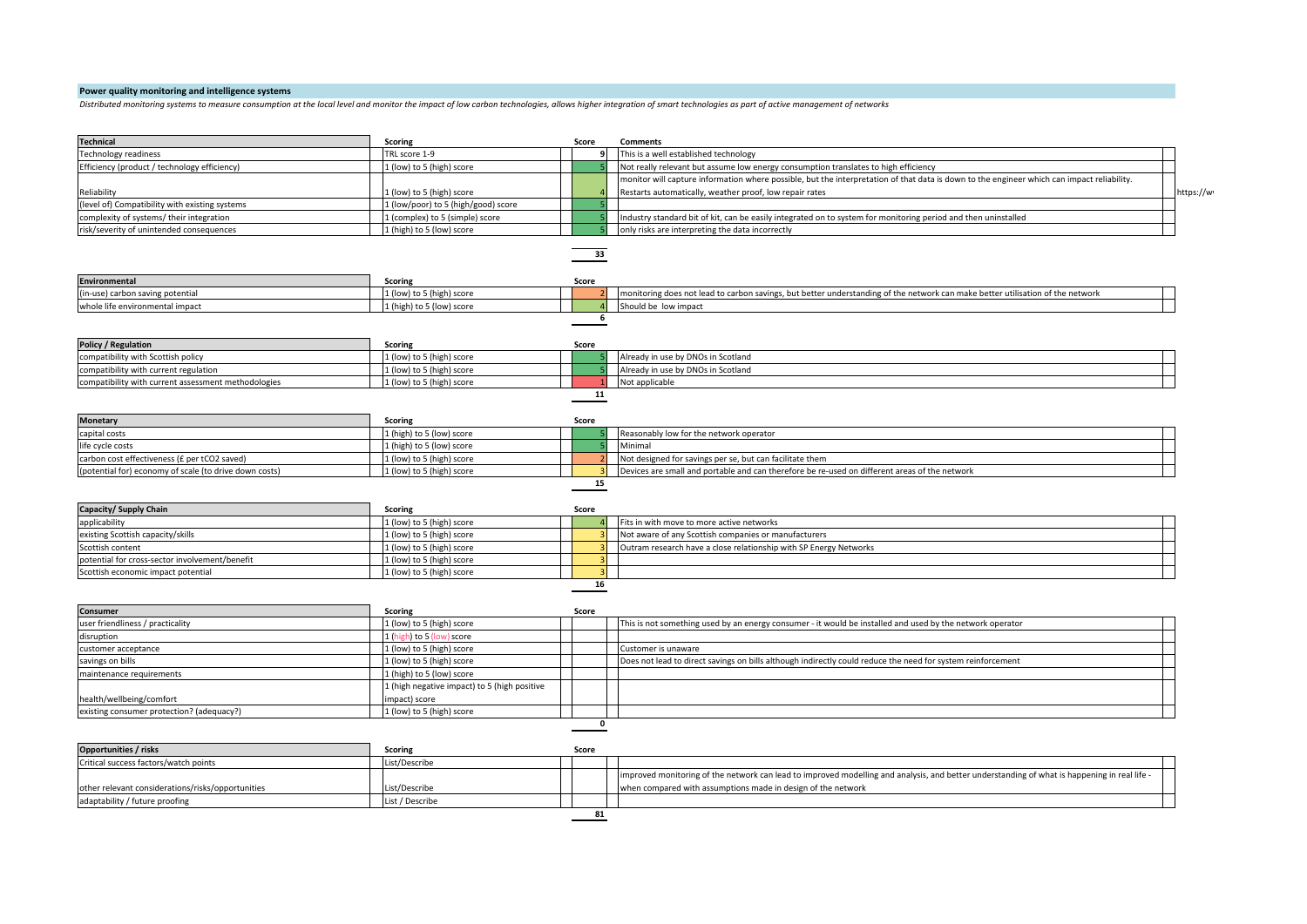## Power quality monitoring and intelligence systems

*Distributed monitoring systems to measure consumption at the local level and monitor the impact of low carbon technologies, allows higher integration of smart technologies as part of active management of networks*

| Technical | Scoring | Score | Comments |
|---|---|---|---|
| Technology readiness | TRL score 1-9 | 9 | This is a well established technology |
| Efficiency (product / technology efficiency) | 1 (low) to 5 (high) score | 5 | Not really relevant but assume low energy consumption translates to high efficiency |
| Reliability | 1 (low) to 5 (high) score | 4 | monitor will capture information where possible, but the interpretation of that data is down to the engineer which can impact reliability. Restarts automatically, weather proof, low repair rates |
| (level of) Compatibility with existing systems | 1 (low/poor) to 5 (high/good) score | 5 | |
| complexity of systems/ their integration | 1 (complex) to 5 (simple) score | 5 | Industry standard bit of kit, can be easily integrated on to system for monitoring period and then uninstalled |
| risk/severity of unintended consequences | 1 (high) to 5 (low) score | 5 | only risks are interpreting the data incorrectly |
| | | 33 | |

https://w

| Environmental | Scoring | Score | |
|---|---|---|---|
| (in-use) carbon saving potential | 1 (low) to 5 (high) score | 2 | monitoring does not lead to carbon savings, but better understanding of the network can make better utilisation of the network |
| whole life environmental impact | 1 (high) to 5 (low) score | 4 | Should be low impact |
| | | 6 | |

| Policy / Regulation | Scoring | Score | |
|---|---|---|---|
| compatibility with Scottish policy | 1 (low) to 5 (high) score | 5 | Already in use by DNOs in Scotland |
| compatibility with current regulation | 1 (low) to 5 (high) score | 5 | Already in use by DNOs in Scotland |
| compatibility with current assessment methodologies | 1 (low) to 5 (high) score | 1 | Not applicable |
| | | 11 | |

| Monetary | Scoring | Score | |
|---|---|---|---|
| capital costs | 1 (high) to 5 (low) score | 5 | Reasonably low for the network operator |
| life cycle costs | 1 (high) to 5 (low) score | 5 | Minimal |
| carbon cost effectiveness (£ per tCO2 saved) | 1 (low) to 5 (high) score | 2 | Not designed for savings per se, but can facilitate them |
| (potential for) economy of scale (to drive down costs) | 1 (low) to 5 (high) score | 3 | Devices are small and portable and can therefore be re-used on different areas of the network |
| | | 15 | |

| Capacity/ Supply Chain | Scoring | Score | |
|---|---|---|---|
| applicability | 1 (low) to 5 (high) score | 4 | Fits in with move to more active networks |
| existing Scottish capacity/skills | 1 (low) to 5 (high) score | 3 | Not aware of any Scottish companies or manufacturers |
| Scottish content | 1 (low) to 5 (high) score | 3 | Outram research have a close relationship with SP Energy Networks |
| potential for cross-sector involvement/benefit | 1 (low) to 5 (high) score | 3 | |
| Scottish economic impact potential | 1 (low) to 5 (high) score | 3 | |
| | | 16 | |

| Consumer | Scoring | Score | |
|---|---|---|---|
| user friendliness / practicality | 1 (low) to 5 (high) score | | This is not something used by an energy consumer - it would be installed and used by the network operator |
| disruption | 1 (high) to 5 (low) score | | |
| customer acceptance | 1 (low) to 5 (high) score | | Customer is unaware |
| savings on bills | 1 (low) to 5 (high) score | | Does not lead to direct savings on bills although indirectly could reduce the need for system reinforcement |
| maintenance requirements | 1 (high) to 5 (low) score | | |
| health/wellbeing/comfort | 1 (high negative impact) to 5 (high positive impact) score | | |
| existing consumer protection? (adequacy?) | 1 (low) to 5 (high) score | | |
| | | 0 | |

| Opportunities / risks | Scoring | Score | |
|---|---|---|---|
| Critical success factors/watch points | List/Describe | | |
| other relevant considerations/risks/opportunities | List/Describe | | improved monitoring of the network can lead to improved modelling and analysis, and better understanding of what is happening in real life - when compared with assumptions made in design of the network |
| adaptability / future proofing | List / Describe | | |
| | | 81 | |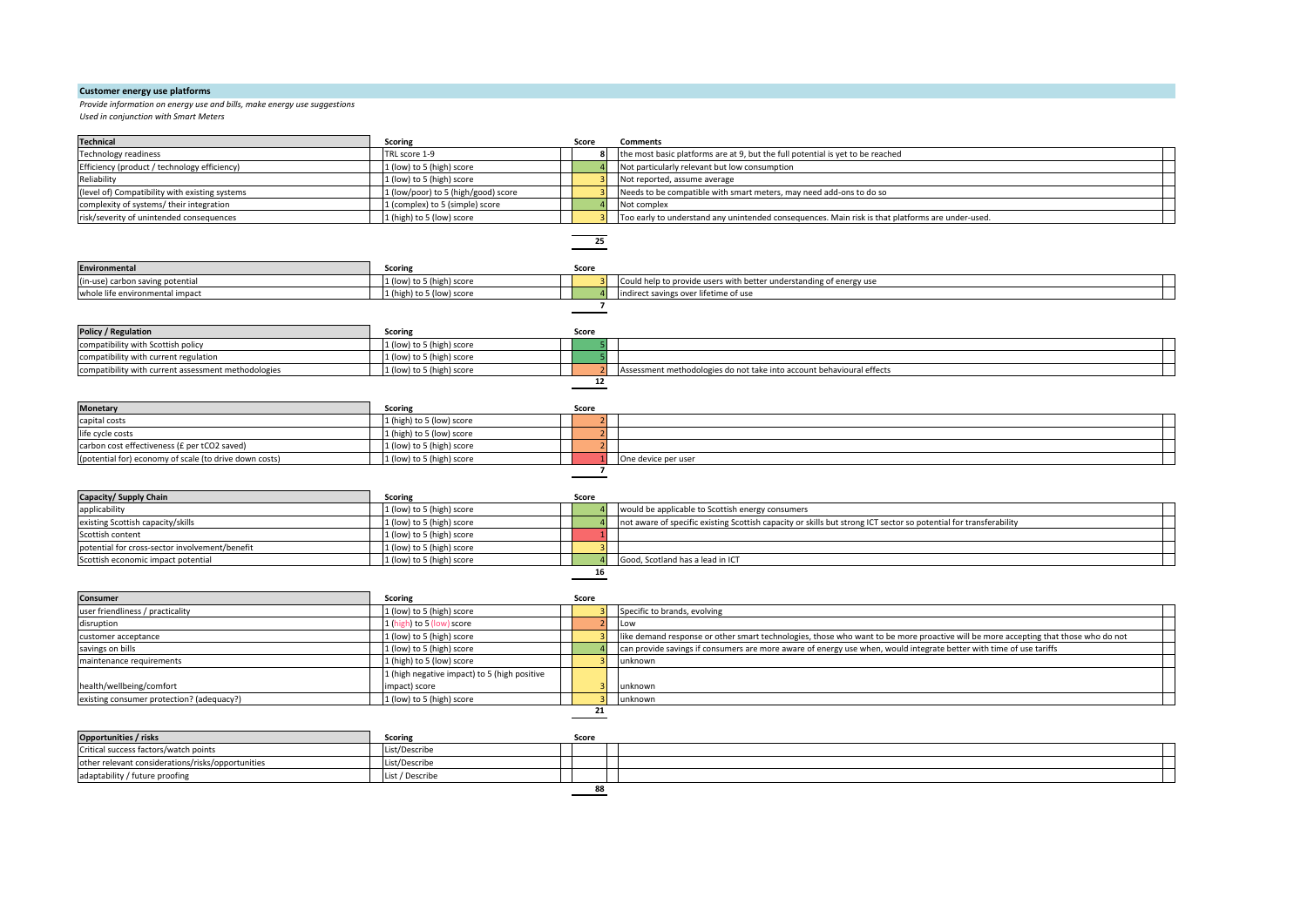## Customer energy use platforms

*Provide information on energy use and bills, make energy use suggestions*
*Used in conjunction with Smart Meters*

| Technical | Scoring | Score | Comments |
|---|---|---|---|
| Technology readiness | TRL score 1-9 | 8 | the most basic platforms are at 9, but the full potential is yet to be reached |
| Efficiency (product / technology efficiency) | 1 (low) to 5 (high) score | 4 | Not particularly relevant but low consumption |
| Reliability | 1 (low) to 5 (high) score | 3 | Not reported, assume average |
| (level of) Compatibility with existing systems | 1 (low/poor) to 5 (high/good) score | 3 | Needs to be compatible with smart meters, may need add-ons to do so |
| complexity of systems/ their integration | 1 (complex) to 5 (simple) score | 4 | Not complex |
| risk/severity of unintended consequences | 1 (high) to 5 (low) score | 3 | Too early to understand any unintended consequences. Main risk is that platforms are under-used. |
| | | 25 | |

| Environmental | Scoring | Score | |
|---|---|---|---|
| (in-use) carbon saving potential | 1 (low) to 5 (high) score | 3 | Could help to provide users with better understanding of energy use |
| whole life environmental impact | 1 (high) to 5 (low) score | 4 | indirect savings over lifetime of use |
| | | 7 | |

| Policy / Regulation | Scoring | Score | |
|---|---|---|---|
| compatibility with Scottish policy | 1 (low) to 5 (high) score | 5 | |
| compatibility with current regulation | 1 (low) to 5 (high) score | 5 | |
| compatibility with current assessment methodologies | 1 (low) to 5 (high) score | 2 | Assessment methodologies do not take into account behavioural effects |
| | | 12 | |

| Monetary | Scoring | Score | |
|---|---|---|---|
| capital costs | 1 (high) to 5 (low) score | 2 | |
| life cycle costs | 1 (high) to 5 (low) score | 2 | |
| carbon cost effectiveness (£ per tCO2 saved) | 1 (low) to 5 (high) score | 2 | |
| (potential for) economy of scale (to drive down costs) | 1 (low) to 5 (high) score | 1 | One device per user |
| | | 7 | |

| Capacity/ Supply Chain | Scoring | Score | |
|---|---|---|---|
| applicability | 1 (low) to 5 (high) score | 4 | would be applicable to Scottish energy consumers |
| existing Scottish capacity/skills | 1 (low) to 5 (high) score | 4 | not aware of specific existing Scottish capacity or skills but strong ICT sector so potential for transferability |
| Scottish content | 1 (low) to 5 (high) score | 1 | |
| potential for cross-sector involvement/benefit | 1 (low) to 5 (high) score | 3 | |
| Scottish economic impact potential | 1 (low) to 5 (high) score | 4 | Good, Scotland has a lead in ICT |
| | | 16 | |

| Consumer | Scoring | Score | |
|---|---|---|---|
| user friendliness / practicality | 1 (low) to 5 (high) score | 3 | Specific to brands, evolving |
| disruption | 1 (high) to 5 (low) score | 2 | Low |
| customer acceptance | 1 (low) to 5 (high) score | 3 | like demand response or other smart technologies, those who want to be more proactive will be more accepting that those who do not |
| savings on bills | 1 (low) to 5 (high) score | 4 | can provide savings if consumers are more aware of energy use when, would integrate better with time of use tariffs |
| maintenance requirements | 1 (high) to 5 (low) score | 3 | unknown |
| health/wellbeing/comfort | 1 (high negative impact) to 5 (high positive impact) score | 3 | unknown |
| existing consumer protection? (adequacy?) | 1 (low) to 5 (high) score | 3 | unknown |
| | | 21 | |

| Opportunities / risks | Scoring | Score | |
|---|---|---|---|
| Critical success factors/watch points | List/Describe | | |
| other relevant considerations/risks/opportunities | List/Describe | | |
| adaptability / future proofing | List / Describe | | |
| | | 88 | |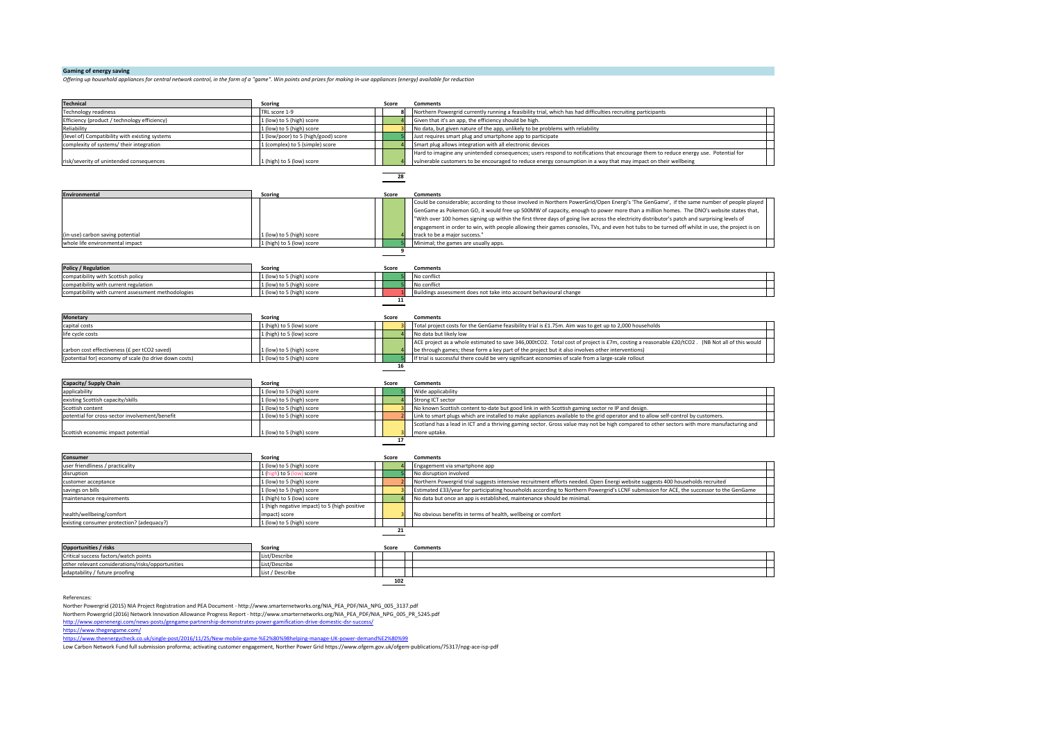## Gaming of energy saving

*Offering up household appliances for central network control, in the form of a "game". Win points and prizes for making in-use appliances (energy) available for reduction*

| Technical | Scoring | Score | Comments |
|---|---|---|---|
| Technology readiness | TRL score 1-9 | 8 | Northern Powergrid currently running a feasibility trial, which has had difficulties recruiting participants |
| Efficiency (product / technology efficiency) | 1 (low) to 5 (high) score | 4 | Given that it's an app, the efficiency should be high. |
| Reliability | 1 (low) to 5 (high) score | 3 | No data, but given nature of the app, unlikely to be problems with reliability |
| (level of) Compatibility with existing systems | 1 (low/poor) to 5 (high/good) score | 5 | Just requires smart plug and smartphone app to participate |
| complexity of systems/ their integration | 1 (complex) to 5 (simple) score | 4 | Smart plug allows integration with all electronic devices |
| risk/severity of unintended consequences | 1 (high) to 5 (low) score | 4 | Hard to imagine any unintended consequences; users respond to notifications that encourage them to reduce energy use. Potential for vulnerable customers to be encouraged to reduce energy consumption in a way that may impact on their wellbeing |
| | | **28** | |

| Environmental | Scoring | Score | Comments |
|---|---|---|---|
| (in-use) carbon saving potential | 1 (low) to 5 (high) score | 4 | Could be considerable; according to those involved in Northern PowerGrid/Open Energi's 'The GenGame', if the same number of people played GenGame as Pokemon GO, it would free up 500MW of capacity, enough to power more than a million homes. The DNO's website states that, "With over 100 homes signing up within the first three days of going live across the electricity distributor's patch and surprising levels of engagement in order to win, with people allowing their games consoles, TVs, and even hot tubs to be turned off whilst in use, the project is on track to be a major success." |
| whole life environmental impact | 1 (high) to 5 (low) score | 5 | Minimal; the games are usually apps. |
| | | **9** | |

| Policy / Regulation | Scoring | Score | Comments |
|---|---|---|---|
| compatibility with Scottish policy | 1 (low) to 5 (high) score | 5 | No conflict |
| compatibility with current regulation | 1 (low) to 5 (high) score | 5 | No conflict |
| compatibility with current assessment methodologies | 1 (low) to 5 (high) score | 1 | Buildings assessment does not take into account behavioural change |
| | | **11** | |

| Monetary | Scoring | Score | Comments |
|---|---|---|---|
| capital costs | 1 (high) to 5 (low) score | 3 | Total project costs for the GenGame feasibility trial is £1.75m. Aim was to get up to 2,000 households |
| life cycle costs | 1 (high) to 5 (low) score | 4 | No data but likely low |
| carbon cost effectiveness (£ per tCO2 saved) | 1 (low) to 5 (high) score | 4 | ACE project as a whole estimated to save 346,000tCO2. Total cost of project is £7m, costing a reasonable £20/tCO2 . (NB Not all of this would be through games; these form a key part of the project but it also involves other interventions) |
| (potential for) economy of scale (to drive down costs) | 1 (low) to 5 (high) score | 5 | If trial is successful there could be very significant economies of scale from a large-scale rollout |
| | | **16** | |

| Capacity/ Supply Chain | Scoring | Score | Comments |
|---|---|---|---|
| applicability | 1 (low) to 5 (high) score | 5 | Wide applicability |
| existing Scottish capacity/skills | 1 (low) to 5 (high) score | 4 | Strong ICT sector |
| Scottish content | 1 (low) to 5 (high) score | 3 | No known Scottish content to-date but good link in with Scottish gaming sector re IP and design. |
| potential for cross-sector involvement/benefit | 1 (low) to 5 (high) score | 2 | Link to smart plugs which are installed to make appliances available to the grid operator and to allow self-control by customers. |
| Scottish economic impact potential | 1 (low) to 5 (high) score | 3 | Scotland has a lead in ICT and a thriving gaming sector. Gross value may not be high compared to other sectors with more manufacturing and more uptake. |
| | | **17** | |

| Consumer | Scoring | Score | Comments |
|---|---|---|---|
| user friendliness / practicality | 1 (low) to 5 (high) score | 4 | Engagement via smartphone app |
| disruption | 1 (high) to 5 (low) score | 5 | No disruption involved |
| customer acceptance | 1 (low) to 5 (high) score | 2 | Northern Powergrid trial suggests intensive recruitment efforts needed. Open Energi website suggests 400 households recruited |
| savings on bills | 1 (low) to 5 (high) score | 3 | Estimated £33/year for participating households according to Northern Powergrid's LCNF submission for ACE, the successor to the GenGame |
| maintenance requirements | 1 (high) to 5 (low) score | 4 | No data but once an app is established, maintenance should be minimal. |
| health/wellbeing/comfort | 1 (high negative impact) to 5 (high positive impact) score | 3 | No obvious benefits in terms of health, wellbeing or comfort |
| existing consumer protection? (adequacy?) | 1 (low) to 5 (high) score | | |
| | | **21** | |

| Opportunities / risks | Scoring | Score | Comments |
|---|---|---|---|
| Critical success factors/watch points | List/Describe | | |
| other relevant considerations/risks/opportunities | List/Describe | | |
| adaptability / future proofing | List / Describe | | |
| | | **102** | |

References:

Norther Powergrid (2015) NIA Project Registration and PEA Document - http://www.smarternetworks.org/NIA_PEA_PDF/NIA_NPG_005_3137.pdf

Northern Powergrid (2016) Network Innovation Allowance Progress Report - http://www.smarternetworks.org/NIA_PEA_PDF/NIA_NPG_005_PR_5245.pdf

http://www.openenergi.com/news-posts/gengame-partnership-demonstrates-power-gamification-drive-domestic-dsr-success/

https://www.thegengame.com/

https://www.theenergycheck.co.uk/single-post/2016/11/25/New-mobile-game-%E2%80%98helping-manage-UK-power-demand%E2%80%99

Low Carbon Network Fund full submission proforma; activating customer engagement, Norther Power Grid https://www.ofgem.gov.uk/ofgem-publications/75317/npg-ace-isp-pdf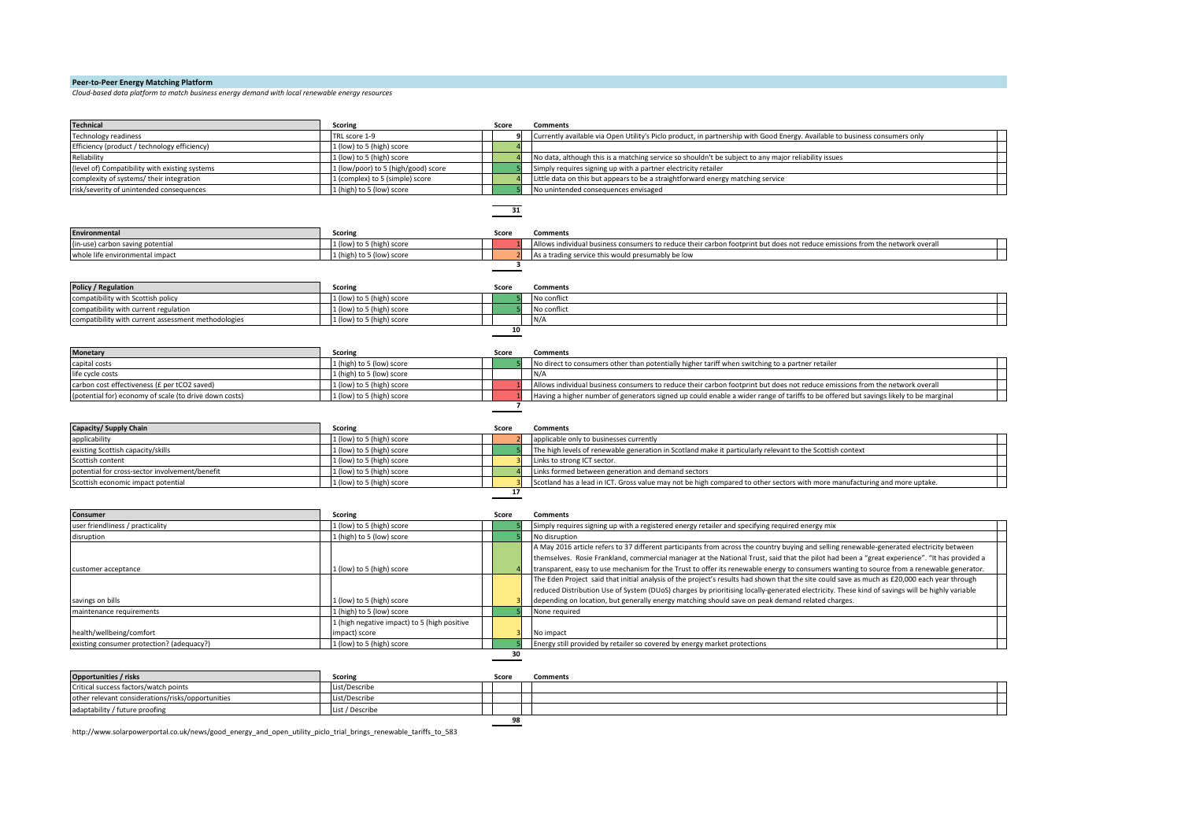**Peer-to-Peer Energy Matching Platform**

*Cloud-based data platform to match business energy demand with local renewable energy resources*

| Technical | Scoring | Score | Comments |
|---|---|---|---|
| Technology readiness | TRL score 1-9 | 9 | Currently available via Open Utility's Piclo product, in partnership with Good Energy. Available to business consumers only |
| Efficiency (product / technology efficiency) | 1 (low) to 5 (high) score | 4 | |
| Reliability | 1 (low) to 5 (high) score | 4 | No data, although this is a matching service so shouldn't be subject to any major reliability issues |
| (level of) Compatibility with existing systems | 1 (low/poor) to 5 (high/good) score | 5 | Simply requires signing up with a partner electricity retailer |
| complexity of systems/ their integration | 1 (complex) to 5 (simple) score | 4 | Little data on this but appears to be a straightforward energy matching service |
| risk/severity of unintended consequences | 1 (high) to 5 (low) score | 5 | No unintended consequences envisaged |
| | | 31 | |

| Environmental | Scoring | Score | Comments |
|---|---|---|---|
| (in-use) carbon saving potential | 1 (low) to 5 (high) score | 1 | Allows individual business consumers to reduce their carbon footprint but does not reduce emissions from the network overall |
| whole life environmental impact | 1 (high) to 5 (low) score | 2 | As a trading service this would presumably be low |
| | | 3 | |

| Policy / Regulation | Scoring | Score | Comments |
|---|---|---|---|
| compatibility with Scottish policy | 1 (low) to 5 (high) score | 5 | No conflict |
| compatibility with current regulation | 1 (low) to 5 (high) score | 5 | No conflict |
| compatibility with current assessment methodologies | 1 (low) to 5 (high) score | | N/A |
| | | 10 | |

| Monetary | Scoring | Score | Comments |
|---|---|---|---|
| capital costs | 1 (high) to 5 (low) score | 5 | No direct to consumers other than potentially higher tariff when switching to a partner retailer |
| life cycle costs | 1 (high) to 5 (low) score | | N/A |
| carbon cost effectiveness (£ per tCO2 saved) | 1 (low) to 5 (high) score | 1 | Allows individual business consumers to reduce their carbon footprint but does not reduce emissions from the network overall |
| (potential for) economy of scale (to drive down costs) | 1 (low) to 5 (high) score | 1 | Having a higher number of generators signed up could enable a wider range of tariffs to be offered but savings likely to be marginal |
| | | 7 | |

| Capacity/ Supply Chain | Scoring | Score | Comments |
|---|---|---|---|
| applicability | 1 (low) to 5 (high) score | 2 | applicable only to businesses currently |
| existing Scottish capacity/skills | 1 (low) to 5 (high) score | 5 | The high levels of renewable generation in Scotland make it particularly relevant to the Scottish context |
| Scottish content | 1 (low) to 5 (high) score | 3 | Links to strong ICT sector. |
| potential for cross-sector involvement/benefit | 1 (low) to 5 (high) score | 4 | Links formed between generation and demand sectors |
| Scottish economic impact potential | 1 (low) to 5 (high) score | 3 | Scotland has a lead in ICT. Gross value may not be high compared to other sectors with more manufacturing and more uptake. |
| | | 17 | |

| Consumer | Scoring | Score | Comments |
|---|---|---|---|
| user friendliness / practicality | 1 (low) to 5 (high) score | 5 | Simply requires signing up with a registered energy retailer and specifying required energy mix |
| disruption | 1 (high) to 5 (low) score | 5 | No disruption |
| customer acceptance | 1 (low) to 5 (high) score | 4 | A May 2016 article refers to 37 different participants from across the country buying and selling renewable-generated electricity between themselves. Rosie Frankland, commercial manager at the National Trust, said that the pilot had been a "great experience". "It has provided a transparent, easy to use mechanism for the Trust to offer its renewable energy to consumers wanting to source from a renewable generator. |
| savings on bills | 1 (low) to 5 (high) score | 3 | The Eden Project said that initial analysis of the project's results had shown that the site could save as much as £20,000 each year through reduced Distribution Use of System (DUoS) charges by prioritising locally-generated electricity. These kind of savings will be highly variable depending on location, but generally energy matching should save on peak demand related charges. |
| maintenance requirements | 1 (high) to 5 (low) score | 5 | None required |
| health/wellbeing/comfort | 1 (high negative impact) to 5 (high positive impact) score | 3 | No impact |
| existing consumer protection? (adequacy?) | 1 (low) to 5 (high) score | 5 | Energy still provided by retailer so covered by energy market protections |
| | | 30 | |

| Opportunities / risks | Scoring | Score | Comments |
|---|---|---|---|
| Critical success factors/watch points | List/Describe | | |
| other relevant considerations/risks/opportunities | List/Describe | | |
| adaptability / future proofing | List / Describe | | |
| | | 98 | |

http://www.solarpowerportal.co.uk/news/good_energy_and_open_utility_piclo_trial_brings_renewable_tariffs_to_583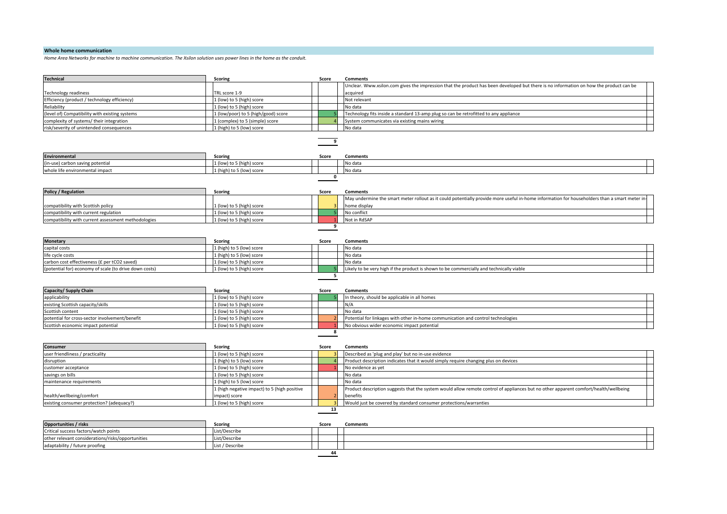## Whole home communication

*Home Area Networks for machine to machine communication. The Xsilon solution uses power lines in the home as the conduit.*

| Technical | Scoring | Score | Comments |
|---|---|---|---|
| Technology readiness | TRL score 1-9 | | Unclear. Www.xsilon.com gives the impression that the product has been developed but there is no information on how the product can be acquired |
| Efficiency (product / technology efficiency) | 1 (low) to 5 (high) score | | Not relevant |
| Reliability | 1 (low) to 5 (high) score | | No data |
| (level of) Compatibility with existing systems | 1 (low/poor) to 5 (high/good) score | 5 | Technology fits inside a standard 13-amp plug so can be retrofitted to any appliance |
| complexity of systems/ their integration | 1 (complex) to 5 (simple) score | 4 | System communicates via existing mains wiring |
| risk/severity of unintended consequences | 1 (high) to 5 (low) score | | No data |
| | | 9 | |

| Environmental | Scoring | Score | Comments |
|---|---|---|---|
| (in-use) carbon saving potential | 1 (low) to 5 (high) score | | No data |
| whole life environmental impact | 1 (high) to 5 (low) score | | No data |
| | | 0 | |

| Policy / Regulation | Scoring | Score | Comments |
|---|---|---|---|
| compatibility with Scottish policy | 1 (low) to 5 (high) score | 3 | May undermine the smart meter rollout as it could potentially provide more useful in-home information for householders than a smart meter in-home display |
| compatibility with current regulation | 1 (low) to 5 (high) score | 5 | No conflict |
| compatibility with current assessment methodologies | 1 (low) to 5 (high) score | 1 | Not in RdSAP |
| | | 9 | |

| Monetary | Scoring | Score | Comments |
|---|---|---|---|
| capital costs | 1 (high) to 5 (low) score | | No data |
| life cycle costs | 1 (high) to 5 (low) score | | No data |
| carbon cost effectiveness (£ per tCO2 saved) | 1 (low) to 5 (high) score | | No data |
| (potential for) economy of scale (to drive down costs) | 1 (low) to 5 (high) score | 5 | Likely to be very high if the product is shown to be commercially and technically viable |
| | | 5 | |

| Capacity/ Supply Chain | Scoring | Score | Comments |
|---|---|---|---|
| applicability | 1 (low) to 5 (high) score | 5 | In theory, should be applicable in all homes |
| existing Scottish capacity/skills | 1 (low) to 5 (high) score | | N/A |
| Scottish content | 1 (low) to 5 (high) score | | No data |
| potential for cross-sector involvement/benefit | 1 (low) to 5 (high) score | 2 | Potential for linkages with other in-home communication and control technologies |
| Scottish economic impact potential | 1 (low) to 5 (high) score | 1 | No obvious wider economic impact potential |
| | | 8 | |

| Consumer | Scoring | Score | Comments |
|---|---|---|---|
| user friendliness / practicality | 1 (low) to 5 (high) score | 3 | Described as 'plug and play' but no in-use evidence |
| disruption | 1 (high) to 5 (low) score | 4 | Product description indicates that it would simply require changing plus on devices |
| customer acceptance | 1 (low) to 5 (high) score | 1 | No evidence as yet |
| savings on bills | 1 (low) to 5 (high) score | | No data |
| maintenance requirements | 1 (high) to 5 (low) score | | No data |
| health/wellbeing/comfort | 1 (high negative impact) to 5 (high positive impact) score | 2 | Product description suggests that the system would allow remote control of appliances but no other apparent comfort/health/wellbeing benefits |
| existing consumer protection? (adequacy?) | 1 (low) to 5 (high) score | 3 | Would just be covered by standard consumer protections/warranties |
| | | 13 | |

| Opportunities / risks | Scoring | Score | Comments |
|---|---|---|---|
| Critical success factors/watch points | List/Describe | | |
| other relevant considerations/risks/opportunities | List/Describe | | |
| adaptability / future proofing | List / Describe | | |
| | | 44 | |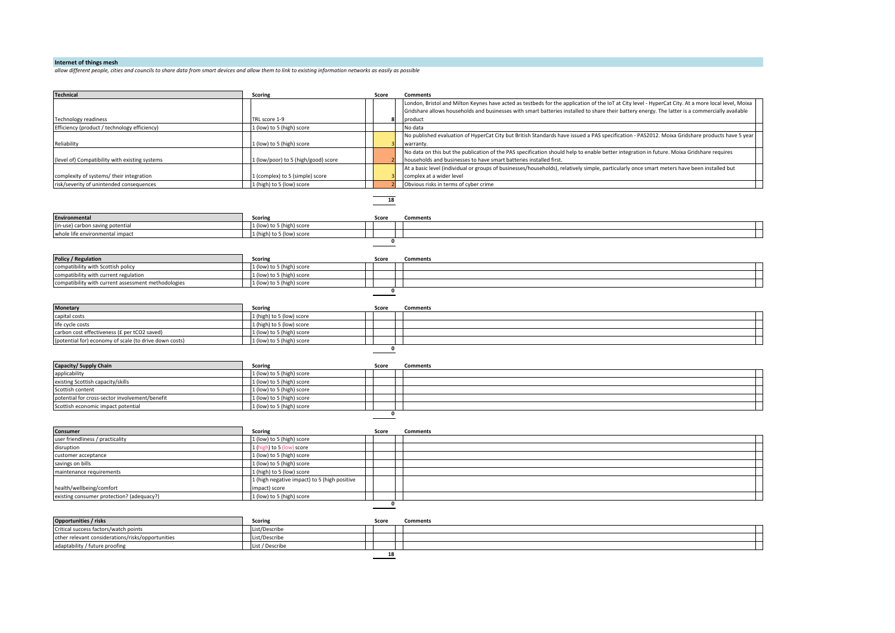## Internet of things mesh

*allow different people, cities and councils to share data from smart devices and allow them to link to existing information networks as easily as possible*

| Technical | Scoring | Score | Comments |
|---|---|---|---|
| Technology readiness | TRL score 1-9 | 8 | London, Bristol and Milton Keynes have acted as testbeds for the application of the IoT at City level - HyperCat City. At a more local level, Moixa Gridshare allows households and businesses with smart batteries installed to share their battery energy. The latter is a commercially available product |
| Efficiency (product / technology efficiency) | 1 (low) to 5 (high) score | | No data |
| Reliability | 1 (low) to 5 (high) score | 3 | No published evaluation of HyperCat City but British Standards have issued a PAS specification - PAS2012. Moixa Gridshare products have 5 year warranty. |
| (level of) Compatibility with existing systems | 1 (low/poor) to 5 (high/good) score | 2 | No data on this but the publication of the PAS specification should help to enable better integration in future. Moixa Gridshare requires households and businesses to have smart batteries installed first. |
| complexity of systems/ their integration | 1 (complex) to 5 (simple) score | 3 | At a basic level (individual or groups of businesses/households), relatively simple, particularly once smart meters have been installed but complex at a wider level |
| risk/severity of unintended consequences | 1 (high) to 5 (low) score | 2 | Obvious risks in terms of cyber crime |
| | | 18 | |

| Environmental | Scoring | Score | Comments |
|---|---|---|---|
| (in-use) carbon saving potential | 1 (low) to 5 (high) score | | |
| whole life environmental impact | 1 (high) to 5 (low) score | | |
| | | 0 | |

| Policy / Regulation | Scoring | Score | Comments |
|---|---|---|---|
| compatibility with Scottish policy | 1 (low) to 5 (high) score | | |
| compatibility with current regulation | 1 (low) to 5 (high) score | | |
| compatibility with current assessment methodologies | 1 (low) to 5 (high) score | | |
| | | 0 | |

| Monetary | Scoring | Score | Comments |
|---|---|---|---|
| capital costs | 1 (high) to 5 (low) score | | |
| life cycle costs | 1 (high) to 5 (low) score | | |
| carbon cost effectiveness (£ per tCO2 saved) | 1 (low) to 5 (high) score | | |
| (potential for) economy of scale (to drive down costs) | 1 (low) to 5 (high) score | | |
| | | 0 | |

| Capacity/ Supply Chain | Scoring | Score | Comments |
|---|---|---|---|
| applicability | 1 (low) to 5 (high) score | | |
| existing Scottish capacity/skills | 1 (low) to 5 (high) score | | |
| Scottish content | 1 (low) to 5 (high) score | | |
| potential for cross-sector involvement/benefit | 1 (low) to 5 (high) score | | |
| Scottish economic impact potential | 1 (low) to 5 (high) score | | |
| | | 0 | |

| Consumer | Scoring | Score | Comments |
|---|---|---|---|
| user friendliness / practicality | 1 (low) to 5 (high) score | | |
| disruption | 1 (high) to 5 (low) score | | |
| customer acceptance | 1 (low) to 5 (high) score | | |
| savings on bills | 1 (low) to 5 (high) score | | |
| maintenance requirements | 1 (high) to 5 (low) score | | |
| health/wellbeing/comfort | 1 (high negative impact) to 5 (high positive impact) score | | |
| existing consumer protection? (adequacy?) | 1 (low) to 5 (high) score | | |
| | | 0 | |

| Opportunities / risks | Scoring | Score | Comments |
|---|---|---|---|
| Critical success factors/watch points | List/Describe | | |
| other relevant considerations/risks/opportunities | List/Describe | | |
| adaptability / future proofing | List / Describe | | |
| | | 18 | |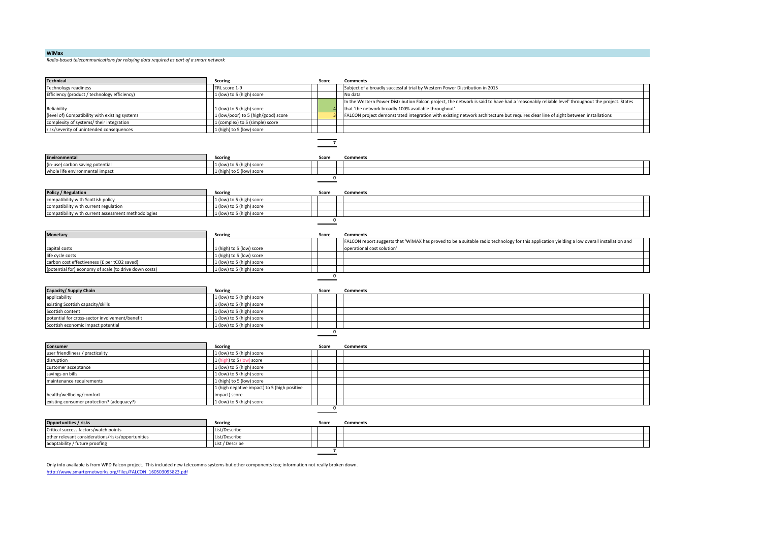## WiMax

*Radio-based telecommunications for relaying data required as part of a smart network*

| Technical | Scoring | Score | Comments |
|---|---|---|---|
| Technology readiness | TRL score 1-9 | | Subject of a broadly successful trial by Western Power Distribution in 2015 |
| Efficiency (product / technology efficiency) | 1 (low) to 5 (high) score | | No data |
| Reliability | 1 (low) to 5 (high) score | 4 | In the Western Power Distribution Falcon project, the network is said to have had a 'reasonably reliable level' throughout the project. States that 'the network broadly 100% available throughout'. |
| (level of) Compatibility with existing systems | 1 (low/poor) to 5 (high/good) score | 3 | FALCON project demonstrated integration with existing network architecture but requires clear line of sight between installations |
| complexity of systems/ their integration | 1 (complex) to 5 (simple) score | | |
| risk/severity of unintended consequences | 1 (high) to 5 (low) score | | |
| | | 7 | |

| Environmental | Scoring | Score | Comments |
|---|---|---|---|
| (in-use) carbon saving potential | 1 (low) to 5 (high) score | | |
| whole life environmental impact | 1 (high) to 5 (low) score | | |
| | | 0 | |

| Policy / Regulation | Scoring | Score | Comments |
|---|---|---|---|
| compatibility with Scottish policy | 1 (low) to 5 (high) score | | |
| compatibility with current regulation | 1 (low) to 5 (high) score | | |
| compatibility with current assessment methodologies | 1 (low) to 5 (high) score | | |
| | | 0 | |

| Monetary | Scoring | Score | Comments |
|---|---|---|---|
| capital costs | 1 (high) to 5 (low) score | | FALCON report suggests that 'WiMAX has proved to be a suitable radio technology for this application yielding a low overall installation and operational cost solution' |
| life cycle costs | 1 (high) to 5 (low) score | | |
| carbon cost effectiveness (£ per tCO2 saved) | 1 (low) to 5 (high) score | | |
| (potential for) economy of scale (to drive down costs) | 1 (low) to 5 (high) score | | |
| | | 0 | |

| Capacity/ Supply Chain | Scoring | Score | Comments |
|---|---|---|---|
| applicability | 1 (low) to 5 (high) score | | |
| existing Scottish capacity/skills | 1 (low) to 5 (high) score | | |
| Scottish content | 1 (low) to 5 (high) score | | |
| potential for cross-sector involvement/benefit | 1 (low) to 5 (high) score | | |
| Scottish economic impact potential | 1 (low) to 5 (high) score | | |
| | | 0 | |

| Consumer | Scoring | Score | Comments |
|---|---|---|---|
| user friendliness / practicality | 1 (low) to 5 (high) score | | |
| disruption | 1 (high) to 5 (low) score | | |
| customer acceptance | 1 (low) to 5 (high) score | | |
| savings on bills | 1 (low) to 5 (high) score | | |
| maintenance requirements | 1 (high) to 5 (low) score | | |
| health/wellbeing/comfort | 1 (high negative impact) to 5 (high positive impact) score | | |
| existing consumer protection? (adequacy?) | 1 (low) to 5 (high) score | | |
| | | 0 | |

| Opportunities / risks | Scoring | Score | Comments |
|---|---|---|---|
| Critical success factors/watch points | List/Describe | | |
| other relevant considerations/risks/opportunities | List/Describe | | |
| adaptability / future proofing | List / Describe | | |
| | | 7 | |

Only info available is from WPD Falcon project. This included new telecomms systems but other components too; information not really broken down.

http://www.smarternetworks.org/Files/FALCON_160503095823.pdf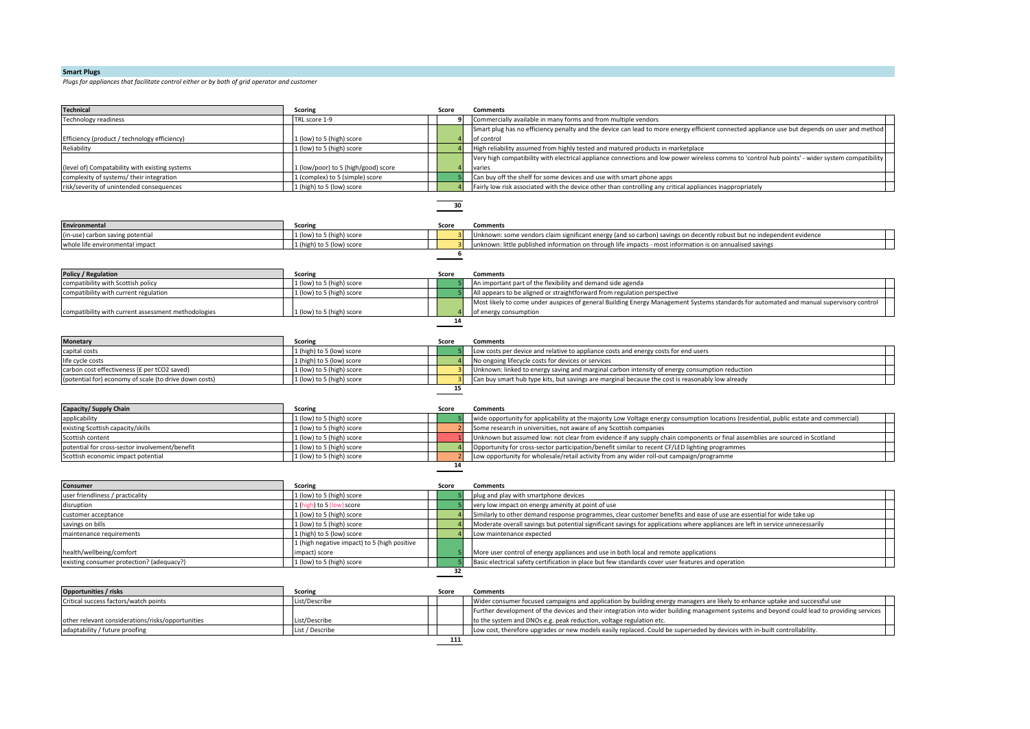## Smart Plugs

*Plugs for appliances that facilitate control either or by both of grid operator and customer*

| Technical | Scoring | Score | Comments |
|---|---|---|---|
| Technology readiness | TRL score 1-9 | 9 | Commercially available in many forms and from multiple vendors |
| Efficiency (product / technology efficiency) | 1 (low) to 5 (high) score | 4 | Smart plug has no efficiency penalty and the device can lead to more energy efficient connected appliance use but depends on user and method of control |
| Reliability | 1 (low) to 5 (high) score | 4 | High reliability assumed from highly tested and matured products in marketplace |
| (level of) Compatability with existing systems | 1 (low/poor) to 5 (high/good) score | 4 | Very high compatibility with electrical appliance connections and low power wireless comms to 'control hub points' - wider system compatibility varies |
| complexity of systems/ their integration | 1 (complex) to 5 (simple) score | 5 | Can buy off the shelf for some devices and use with smart phone apps |
| risk/severity of unintended consequences | 1 (high) to 5 (low) score | 4 | Fairly low risk associated with the device other than controlling any critical appliances inappropriately |
| | | 30 | |

| Environmental | Scoring | Score | Comments |
|---|---|---|---|
| (in-use) carbon saving potential | 1 (low) to 5 (high) score | 3 | Unknown: some vendors claim significant energy (and so carbon) savings on decently robust but no independent evidence |
| whole life environmental impact | 1 (high) to 5 (low) score | 3 | unknown: little published information on through life impacts - most information is on annualised savings |
| | | 6 | |

| Policy / Regulation | Scoring | Score | Comments |
|---|---|---|---|
| compatibility with Scottish policy | 1 (low) to 5 (high) score | 5 | An important part of the flexibility and demand side agenda |
| compatibility with current regulation | 1 (low) to 5 (high) score | 5 | All appears to be aligned or straightforward from regulation perspective |
| compatibility with current assessment methodologies | 1 (low) to 5 (high) score | 4 | Most likely to come under auspices of general Building Energy Management Systems standards for automated and manual supervisory control of energy consumption |
| | | 14 | |

| Monetary | Scoring | Score | Comments |
|---|---|---|---|
| capital costs | 1 (high) to 5 (low) score | 5 | Low costs per device and relative to appliance costs and energy costs for end users |
| life cycle costs | 1 (high) to 5 (low) score | 4 | No ongoing lifecycle costs for devices or services |
| carbon cost effectiveness (£ per tCO2 saved) | 1 (low) to 5 (high) score | 3 | Unknown: linked to energy saving and marginal carbon intensity of energy consumption reduction |
| (potential for) economy of scale (to drive down costs) | 1 (low) to 5 (high) score | 3 | Can buy smart hub type kits, but savings are marginal because the cost is reasonably low already |
| | | 15 | |

| Capacity/ Supply Chain | Scoring | Score | Comments |
|---|---|---|---|
| applicability | 1 (low) to 5 (high) score | 5 | wide opportunity for applicability at the majority Low Voltage energy consumption locations (residential, public estate and commercial) |
| existing Scottish capacity/skills | 1 (low) to 5 (high) score | 2 | Some research in universities, not aware of any Scottish companies |
| Scottish content | 1 (low) to 5 (high) score | 1 | Unknown but assumed low: not clear from evidence if any supply chain components or final assemblies are sourced in Scotland |
| potential for cross-sector involvement/benefit | 1 (low) to 5 (high) score | 4 | Opportunity for cross-sector participation/benefit similar to recent CF/LED lighting programmes |
| Scottish economic impact potential | 1 (low) to 5 (high) score | 2 | Low opportunity for wholesale/retail activity from any wider roll-out campaign/programme |
| | | 14 | |

| Consumer | Scoring | Score | Comments |
|---|---|---|---|
| user friendliness / practicality | 1 (low) to 5 (high) score | 5 | plug and play with smartphone devices |
| disruption | 1 (high) to 5 (low) score | 5 | very low impact on energy amenity at point of use |
| customer acceptance | 1 (low) to 5 (high) score | 4 | Similarly to other demand response programmes, clear customer benefits and ease of use are essential for wide take up |
| savings on bills | 1 (low) to 5 (high) score | 4 | Moderate overall savings but potential significant savings for applications where appliances are left in service unnecessarily |
| maintenance requirements | 1 (high) to 5 (low) score | 4 | Low maintenance expected |
| health/wellbeing/comfort | 1 (high negative impact) to 5 (high positive impact) score | 5 | More user control of energy appliances and use in both local and remote applications |
| existing consumer protection? (adequacy?) | 1 (low) to 5 (high) score | 5 | Basic electrical safety certification in place but few standards cover user features and operation |
| | | 32 | |

| Opportunities / risks | Scoring | Score | Comments |
|---|---|---|---|
| Critical success factors/watch points | List/Describe | | Wider consumer focused campaigns and application by building energy managers are likely to enhance uptake and successful use |
| other relevant considerations/risks/opportunities | List/Describe | | Further development of the devices and their integration into wider building management systems and beyond could lead to providing services to the system and DNOs e.g. peak reduction, voltage regulation etc. |
| adaptability / future proofing | List / Describe | | Low cost, therefore upgrades or new models easily replaced. Could be superseded by devices with in-built controllability. |
| | | 111 | |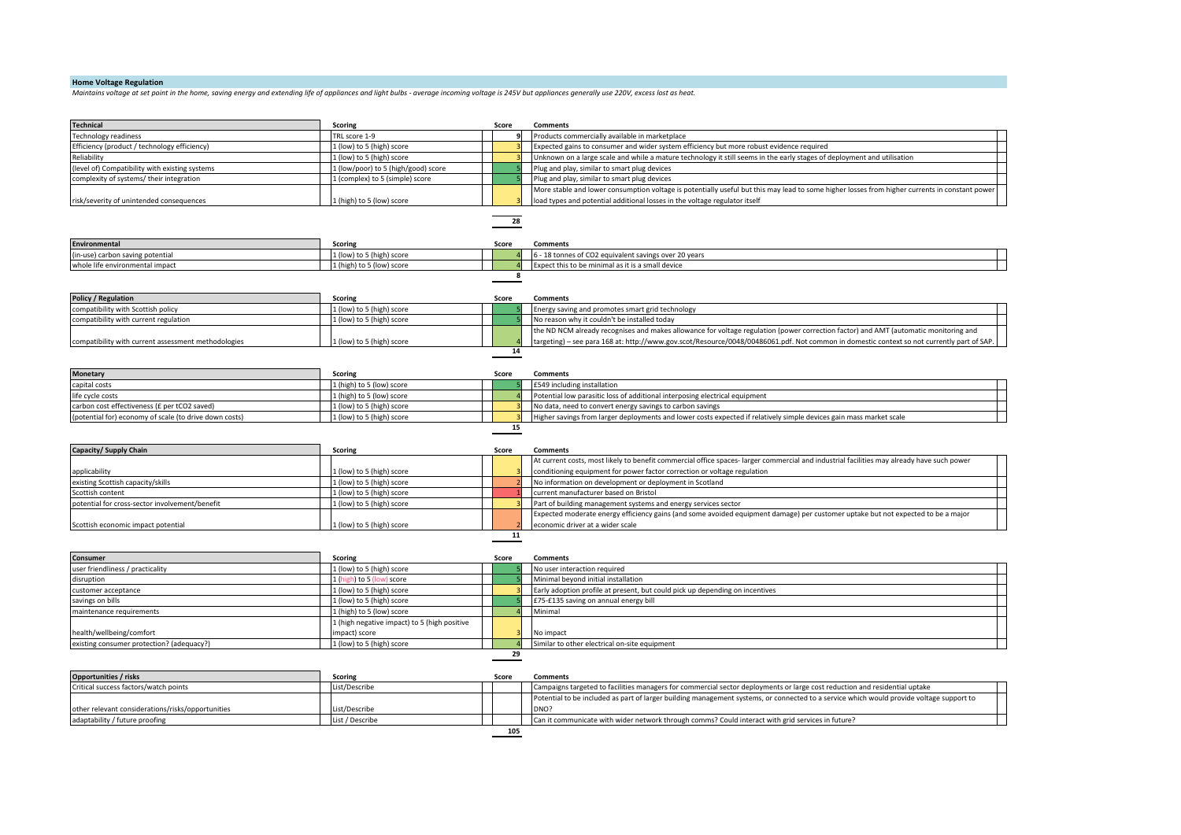## Home Voltage Regulation

*Maintains voltage at set point in the home, saving energy and extending life of appliances and light bulbs - average incoming voltage is 245V but appliances generally use 220V, excess lost as heat.*

| Technical | Scoring | Score | Comments |
|---|---|---|---|
| Technology readiness | TRL score 1-9 | 9 | Products commercially available in marketplace |
| Efficiency (product / technology efficiency) | 1 (low) to 5 (high) score | 3 | Expected gains to consumer and wider system efficiency but more robust evidence required |
| Reliability | 1 (low) to 5 (high) score | 3 | Unknown on a large scale and while a mature technology it still seems in the early stages of deployment and utilisation |
| (level of) Compatibility with existing systems | 1 (low/poor) to 5 (high/good) score | 5 | Plug and play, similar to smart plug devices |
| complexity of systems/ their integration | 1 (complex) to 5 (simple) score | 5 | Plug and play, similar to smart plug devices |
| risk/severity of unintended consequences | 1 (high) to 5 (low) score | 3 | More stable and lower consumption voltage is potentially useful but this may lead to some higher losses from higher currents in constant power load types and potential additional losses in the voltage regulator itself |
| | | 28 | |

| Environmental | Scoring | Score | Comments |
|---|---|---|---|
| (in-use) carbon saving potential | 1 (low) to 5 (high) score | 4 | 6 - 18 tonnes of CO2 equivalent savings over 20 years |
| whole life environmental impact | 1 (high) to 5 (low) score | 4 | Expect this to be minimal as it is a small device |
| | | 8 | |

| Policy / Regulation | Scoring | Score | Comments |
|---|---|---|---|
| compatibility with Scottish policy | 1 (low) to 5 (high) score | 5 | Energy saving and promotes smart grid technology |
| compatibility with current regulation | 1 (low) to 5 (high) score | 5 | No reason why it couldn't be installed today |
| compatibility with current assessment methodologies | 1 (low) to 5 (high) score | 4 | the ND NCM already recognises and makes allowance for voltage regulation (power correction factor) and AMT (automatic monitoring and targeting) – see para 168 at: http://www.gov.scot/Resource/0048/00486061.pdf. Not common in domestic context so not currently part of SAP. |
| | | 14 | |

| Monetary | Scoring | Score | Comments |
|---|---|---|---|
| capital costs | 1 (high) to 5 (low) score | 5 | £549 including installation |
| life cycle costs | 1 (high) to 5 (low) score | 4 | Potential low parasitic loss of additional interposing electrical equipment |
| carbon cost effectiveness (£ per tCO2 saved) | 1 (low) to 5 (high) score | 3 | No data, need to convert energy savings to carbon savings |
| (potential for) economy of scale (to drive down costs) | 1 (low) to 5 (high) score | 3 | Higher savings from larger deployments and lower costs expected if relatively simple devices gain mass market scale |
| | | 15 | |

| Capacity/ Supply Chain | Scoring | Score | Comments |
|---|---|---|---|
| applicability | 1 (low) to 5 (high) score | 3 | At current costs, most likely to benefit commercial office spaces- larger commercial and industrial facilities may already have such power conditioning equipment for power factor correction or voltage regulation |
| existing Scottish capacity/skills | 1 (low) to 5 (high) score | 2 | No information on development or deployment in Scotland |
| Scottish content | 1 (low) to 5 (high) score | 1 | current manufacturer based on Bristol |
| potential for cross-sector involvement/benefit | 1 (low) to 5 (high) score | 3 | Part of building management systems and energy services sector |
| Scottish economic impact potential | 1 (low) to 5 (high) score | 2 | Expected moderate energy efficiency gains (and some avoided equipment damage) per customer uptake but not expected to be a major economic driver at a wider scale |
| | | 11 | |

| Consumer | Scoring | Score | Comments |
|---|---|---|---|
| user friendliness / practicality | 1 (low) to 5 (high) score | 5 | No user interaction required |
| disruption | 1 (high) to 5 (low) score | 5 | Minimal beyond initial installation |
| customer acceptance | 1 (low) to 5 (high) score | 3 | Early adoption profile at present, but could pick up depending on incentives |
| savings on bills | 1 (low) to 5 (high) score | 5 | £75-£135 saving on annual energy bill |
| maintenance requirements | 1 (high) to 5 (low) score | 4 | Minimal |
| health/wellbeing/comfort | 1 (high negative impact) to 5 (high positive impact) score | 3 | No impact |
| existing consumer protection? (adequacy?) | 1 (low) to 5 (high) score | 4 | Similar to other electrical on-site equipment |
| | | 29 | |

| Opportunities / risks | Scoring | Score | Comments |
|---|---|---|---|
| Critical success factors/watch points | List/Describe | | Campaigns targeted to facilities managers for commercial sector deployments or large cost reduction and residential uptake |
| other relevant considerations/risks/opportunities | List/Describe | | Potential to be included as part of larger building management systems, or connected to a service which would provide voltage support to DNO? |
| adaptability / future proofing | List / Describe | | Can it communicate with wider network through comms? Could interact with grid services in future? |
| | | 105 | |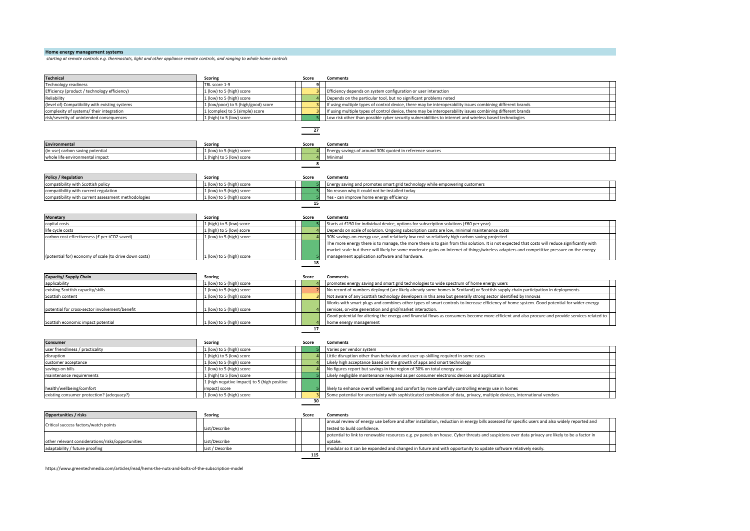## Home energy management systems

*starting at remote controls e.g. thermostats, light and other appliance remote controls, and ranging to whole home controls*

| Technical | Scoring | Score | Comments |
|---|---|---|---|
| Technology readiness | TRL score 1-9 | 9 | |
| Efficiency (product / technology efficiency) | 1 (low) to 5 (high) score | 3 | Efficiency depends on system configuration or user interaction |
| Reliability | 1 (low) to 5 (high) score | 4 | Depends on the particular tool, but no significant problems noted |
| (level of) Compatibility with existing systems | 1 (low/poor) to 5 (high/good) score | 3 | If using multiple types of control device, there may be interoperability issues combining different brands |
| complexity of systems/ their integration | 1 (complex) to 5 (simple) score | 3 | If using multiple types of control device, there may be interoperability issues combining different brands |
| risk/severity of unintended consequences | 1 (high) to 5 (low) score | 5 | Low risk other than possible cyber security vulnerabilities to internet and wireless based technologies |
| | | 27 | |

| Environmental | Scoring | Score | Comments |
|---|---|---|---|
| (in-use) carbon saving potential | 1 (low) to 5 (high) score | 4 | Energy savings of around 30% quoted in reference sources |
| whole life environmental impact | 1 (high) to 5 (low) score | 4 | Minimal |
| | | 8 | |

| Policy / Regulation | Scoring | Score | Comments |
|---|---|---|---|
| compatibility with Scottish policy | 1 (low) to 5 (high) score | 5 | Energy saving and promotes smart grid technology while empowering customers |
| compatibility with current regulation | 1 (low) to 5 (high) score | 5 | No reason why it could not be installed today |
| compatibility with current assessment methodologies | 1 (low) to 5 (high) score | 5 | Yes - can improve home energy efficiency |
| | | 15 | |

| Monetary | Scoring | Score | Comments |
|---|---|---|---|
| capital costs | 1 (high) to 5 (low) score | 5 | Starts at £150 for individual device, options for subscription solutions (£60 per year) |
| life cycle costs | 1 (high) to 5 (low) score | 4 | Depends on scale of solution. Ongoing subscription costs are low, minimal maintenance costs |
| carbon cost effectiveness (£ per tCO2 saved) | 1 (low) to 5 (high) score | 4 | 30% savings on energy use, and relatively low cost so relatively high carbon saving projected |
| (potential for) economy of scale (to drive down costs) | 1 (low) to 5 (high) score | 5 | The more energy there is to manage, the more there is to gain from this solution. It is not expected that costs will reduce significantly with market scale but there will likely be some moderate gains on Internet of things/wireless adapters and competitive pressure on the energy management application software and hardware. |
| | | 18 | |

| Capacity/ Supply Chain | Scoring | Score | Comments |
|---|---|---|---|
| applicability | 1 (low) to 5 (high) score | 4 | promotes energy saving and smart grid technologies to wide spectrum of home energy users |
| existing Scottish capacity/skills | 1 (low) to 5 (high) score | 2 | No record of numbers deployed (are likely already some homes in Scotland) or Scottish supply chain participation in deployments |
| Scottish content | 1 (low) to 5 (high) score | 3 | Not aware of any Scottish technology developers in this area but generally strong sector identified by Innovas |
| potential for cross-sector involvement/benefit | 1 (low) to 5 (high) score | 4 | Works with smart plugs and combines other types of smart controls to increase efficiency of home system. Good potential for wider energy services, on-site generation and grid/market interaction. |
| Scottish economic impact potential | 1 (low) to 5 (high) score | 4 | Good potential for altering the energy and financial flows as consumers become more efficient and also procure and provide services related to home energy management |
| | | 17 | |

| Consumer | Scoring | Score | Comments |
|---|---|---|---|
| user friendliness / practicality | 1 (low) to 5 (high) score | 5 | Varies per vendor system |
| disruption | 1 (high) to 5 (low) score | 4 | Little disruption other than behaviour and user up-skilling required in some cases |
| customer acceptance | 1 (low) to 5 (high) score | 4 | Likely high acceptance based on the growth of apps and smart technology |
| savings on bills | 1 (low) to 5 (high) score | 4 | No figures report but savings in the region of 30% on total energy use |
| maintenance requirements | 1 (high) to 5 (low) score | 5 | Likely negligible maintenance required as per consumer electronic devices and applications |
| health/wellbeing/comfort | 1 (high negative impact) to 5 (high positive impact) score | 5 | likely to enhance overall wellbeing and comfort by more carefully controlling energy use in homes |
| existing consumer protection? (adequacy?) | 1 (low) to 5 (high) score | 3 | Some potential for uncertainty with sophisticated combination of data, privacy, multiple devices, international vendors |
| | | 30 | |

| Opportunities / risks | Scoring | Score | Comments |
|---|---|---|---|
| Critical success factors/watch points | List/Describe | | annual review of energy use before and after installation, reduction in energy bills assessed for specific users and also widely reported and tested to build confidence. |
| other relevant considerations/risks/opportunities | List/Describe | | potential to link to renewable resources e.g. pv panels on house. Cyber threats and suspicions over data privacy are likely to be a factor in uptake. |
| adaptability / future proofing | List / Describe | | modular so it can be expanded and changed in future and with opportunity to update software relatively easily. |
| | | 115 | |

https://www.greentechmedia.com/articles/read/hems-the-nuts-and-bolts-of-the-subscription-model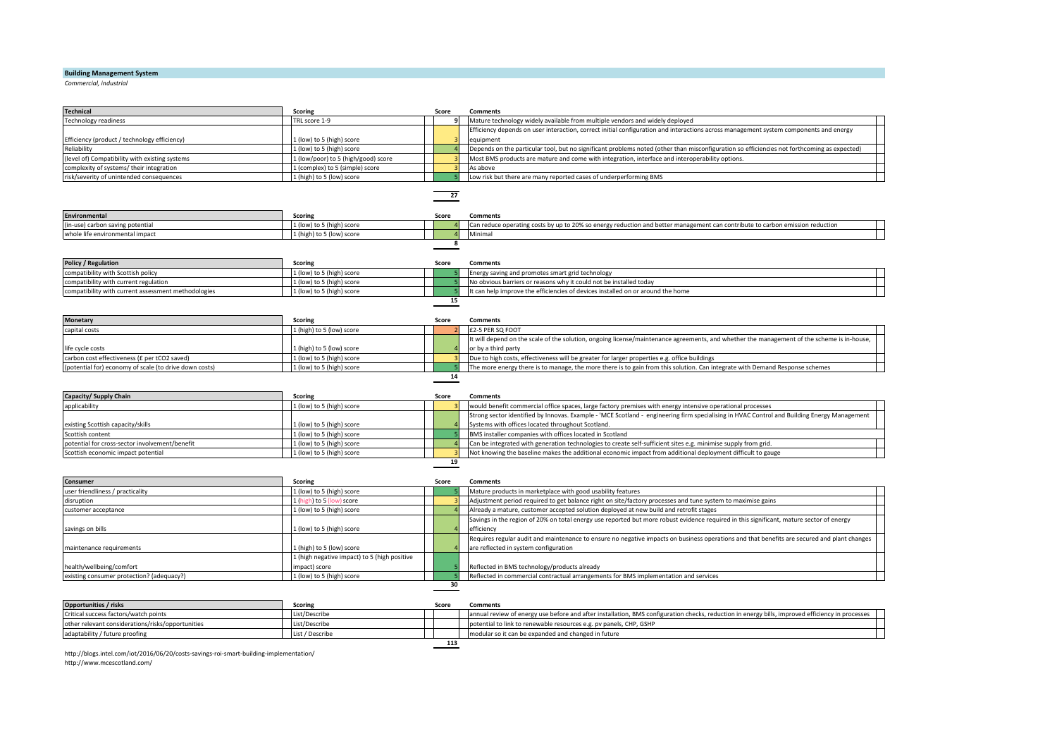## Building Management System

*Commercial, industrial*

| Technical | Scoring | Score | Comments |
|---|---|---|---|
| Technology readiness | TRL score 1-9 | 9 | Mature technology widely available from multiple vendors and widely deployed |
| Efficiency (product / technology efficiency) | 1 (low) to 5 (high) score | 3 | Efficiency depends on user interaction, correct initial configuration and interactions across management system components and energy equipment |
| Reliability | 1 (low) to 5 (high) score | 4 | Depends on the particular tool, but no significant problems noted (other than misconfiguration so efficiencies not forthcoming as expected) |
| (level of) Compatibility with existing systems | 1 (low/poor) to 5 (high/good) score | 3 | Most BMS products are mature and come with integration, interface and interoperability options. |
| complexity of systems/ their integration | 1 (complex) to 5 (simple) score | 3 | As above |
| risk/severity of unintended consequences | 1 (high) to 5 (low) score | 5 | Low risk but there are many reported cases of underperforming BMS |
| | | 27 | |

| Environmental | Scoring | Score | Comments |
|---|---|---|---|
| (in-use) carbon saving potential | 1 (low) to 5 (high) score | 4 | Can reduce operating costs by up to 20% so energy reduction and better management can contribute to carbon emission reduction |
| whole life environmental impact | 1 (high) to 5 (low) score | 4 | Minimal |
| | | 8 | |

| Policy / Regulation | Scoring | Score | Comments |
|---|---|---|---|
| compatibility with Scottish policy | 1 (low) to 5 (high) score | 5 | Energy saving and promotes smart grid technology |
| compatibility with current regulation | 1 (low) to 5 (high) score | 5 | No obvious barriers or reasons why it could not be installed today |
| compatibility with current assessment methodologies | 1 (low) to 5 (high) score | 5 | It can help improve the efficiencies of devices installed on or around the home |
| | | 15 | |

| Monetary | Scoring | Score | Comments |
|---|---|---|---|
| capital costs | 1 (high) to 5 (low) score | 2 | £2-5 PER SQ FOOT |
| life cycle costs | 1 (high) to 5 (low) score | 4 | It will depend on the scale of the solution, ongoing license/maintenance agreements, and whether the management of the scheme is in-house, or by a third party |
| carbon cost effectiveness (£ per tCO2 saved) | 1 (low) to 5 (high) score | 3 | Due to high costs, effectiveness will be greater for larger properties e.g. office buildings |
| (potential for) economy of scale (to drive down costs) | 1 (low) to 5 (high) score | 5 | The more energy there is to manage, the more there is to gain from this solution. Can integrate with Demand Response schemes |
| | | 14 | |

| Capacity/ Supply Chain | Scoring | Score | Comments |
|---|---|---|---|
| applicability | 1 (low) to 5 (high) score | 3 | would benefit commercial office spaces, large factory premises with energy intensive operational processes |
| existing Scottish capacity/skills | 1 (low) to 5 (high) score | 4 | Strong sector identified by Innovas. Example - 'MCE Scotland - engineering firm specialising in HVAC Control and Building Energy Management Systems with offices located throughout Scotland. |
| Scottish content | 1 (low) to 5 (high) score | 5 | BMS installer companies with offices located in Scotland |
| potential for cross-sector involvement/benefit | 1 (low) to 5 (high) score | 4 | Can be integrated with generation technologies to create self-sufficient sites e.g. minimise supply from grid. |
| Scottish economic impact potential | 1 (low) to 5 (high) score | 3 | Not knowing the baseline makes the additional economic impact from additional deployment difficult to gauge |
| | | 19 | |

| Consumer | Scoring | Score | Comments |
|---|---|---|---|
| user friendliness / practicality | 1 (low) to 5 (high) score | 5 | Mature products in marketplace with good usability features |
| disruption | 1 (high) to 5 (low) score | 3 | Adjustment period required to get balance right on site/factory processes and tune system to maximise gains |
| customer acceptance | 1 (low) to 5 (high) score | 4 | Already a mature, customer accepted solution deployed at new build and retrofit stages |
| savings on bills | 1 (low) to 5 (high) score | 4 | Savings in the region of 20% on total energy use reported but more robust evidence required in this significant, mature sector of energy efficiency |
| maintenance requirements | 1 (high) to 5 (low) score | 4 | Requires regular audit and maintenance to ensure no negative impacts on business operations and that benefits are secured and plant changes are reflected in system configuration |
| health/wellbeing/comfort | 1 (high negative impact) to 5 (high positive impact) score | 5 | Reflected in BMS technology/products already |
| existing consumer protection? (adequacy?) | 1 (low) to 5 (high) score | 5 | Reflected in commercial contractual arrangements for BMS implementation and services |
| | | 30 | |

| Opportunities / risks | Scoring | Score | Comments |
|---|---|---|---|
| Critical success factors/watch points | List/Describe | | annual review of energy use before and after installation, BMS configuration checks, reduction in energy bills, improved efficiency in processes |
| other relevant considerations/risks/opportunities | List/Describe | | potential to link to renewable resources e.g. pv panels, CHP, GSHP |
| adaptability / future proofing | List / Describe | | modular so it can be expanded and changed in future |
| | | 113 | |

http://blogs.intel.com/iot/2016/06/20/costs-savings-roi-smart-building-implementation/
http://www.mcescotland.com/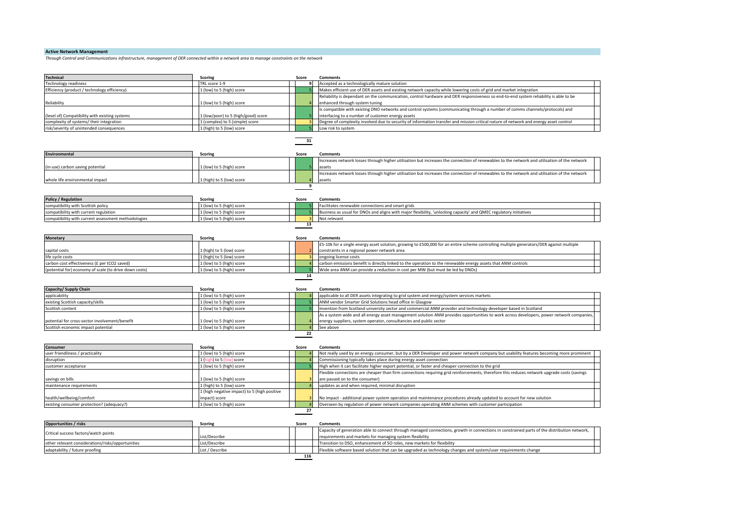## Active Network Management

*Through Control and Communications infrastructure, management of DER connected within a network area to manage constraints on the network*

| Technical | Scoring | Score | Comments |
|---|---|---|---|
| Technology readiness | TRL score 1-9 | 9 | Accepted as a technologically mature solution |
| Efficiency (product / technology efficiency) | 1 (low) to 5 (high) score | 5 | Makes efficient use of DER assets and existing network capacity while lowering costs of grid and market integration |
| Reliability | 1 (low) to 5 (high) score | 4 | Reliability is dependant on the communication, control hardware and DER responsiveness so end-to-end system reliability is able to be enhanced through system tuning |
| (level of) Compatibility with existing systems | 1 (low/poor) to 5 (high/good) score | 5 | Is compatible with existing DNO networks and control systems (communicating through a number of comms channels/protocols) and interfacing to a number of customer energy assets |
| complexity of systems/ their integration | 1 (complex) to 5 (simple) score | 3 | Degree of complexity involved due to security of information transfer and mission critical nature of network and energy asset control |
| risk/severity of unintended consequences | 1 (high) to 5 (low) score | 5 | Low risk to system |
| | | 31 | |

| Environmental | Scoring | Score | Comments |
|---|---|---|---|
| (in-use) carbon saving potential | 1 (low) to 5 (high) score | 5 | Increases network losses through higher utilisation but increases the connection of renewables to the network and utilisation of the network assets |
| whole life environmental impact | 1 (high) to 5 (low) score | 4 | Increases network losses through higher utilisation but increases the connection of renewables to the network and utilisation of the network assets |
| | | 9 | |

| Policy / Regulation | Scoring | Score | Comments |
|---|---|---|---|
| compatibility with Scottish policy | 1 (low) to 5 (high) score | 5 | Facilitates renewable connections and smart grids |
| compatibility with current regulation | 1 (low) to 5 (high) score | 5 | Business as usual for DNOs and aligns with major flexibility, 'unlocking capacity' and QMEC regulatory initiatives |
| compatibility with current assessment methodologies | 1 (low) to 5 (high) score | 3 | Not relevant |
| | | 13 | |

| Monetary | Scoring | Score | Comments |
|---|---|---|---|
| capital costs | 1 (high) to 5 (low) score | 2 | £5-10k for a single energy asset solution, growing to £500,000 for an entire scheme controlling multiple generators/DER against multiple constraints in a regional power network area |
| life cycle costs | 1 (high) to 5 (low) score | 3 | ongoing license costs |
| carbon cost effectiveness (£ per tCO2 saved) | 1 (low) to 5 (high) score | 4 | carbon emissions benefit is directly linked to the operation to the renewable energy assets that ANM controls |
| (potential for) economy of scale (to drive down costs) | 1 (low) to 5 (high) score | 5 | Wide area ANM can provide a reduction in cost per MW (but must be led by DNOs) |
| | | 14 | |

| Capacity/ Supply Chain | Scoring | Score | Comments |
|---|---|---|---|
| applicability | 1 (low) to 5 (high) score | 4 | applicable to all DER assets integrating to grid system and energy/system services markets |
| existing Scottish capacity/skills | 1 (low) to 5 (high) score | 5 | ANM vendor Smarter Grid Solutions head office in Glasgow |
| Scottish content | 1 (low) to 5 (high) score | 5 | Invention from Scotland university sector and commercial ANM provider and technology developer based in Scotland |
| potential for cross-sector involvement/benefit | 1 (low) to 5 (high) score | 4 | As a system wide and all energy asset management solution ANM provides opportunities to work across developers, power network companies, energy suppliers, system operator, consultancies and public sector |
| Scottish economic impact potential | 1 (low) to 5 (high) score | 4 | See above |
| | | 22 | |

| Consumer | Scoring | Score | Comments |
|---|---|---|---|
| user friendliness / practicality | 1 (low) to 5 (high) score | 4 | Not really used by an energy consumer, but by a DER Developer and power network company but usability features becoming more prominent |
| disruption | 1 (high) to 5 (low) score | 4 | Commissioning typically takes place during energy asset connection |
| customer acceptance | 1 (low) to 5 (high) score | 5 | High when it can facilitate higher export potential, or faster and cheaper connection to the grid |
| savings on bills | 1 (low) to 5 (high) score | 3 | Flexible connections are cheaper than firm connections requiring grid reinforcements, therefore this reduces network upgrade costs (savings are passed on to the consumer) |
| maintenance requirements | 1 (high) to 5 (low) score | 4 | updates as and when required, minimal disruption |
| health/wellbeing/comfort | 1 (high negative impact) to 5 (high positive impact) score | 3 | No impact - additional power system operation and maintenance procedures already updated to account for new solution |
| existing consumer protection? (adequacy?) | 1 (low) to 5 (high) score | 4 | Overseen by regulation of power network companies operating ANM schemes with customer participation |
| | | 27 | |

| Opportunities / risks | Scoring | Score | Comments |
|---|---|---|---|
| Critical success factors/watch points | List/Describe | | Capacity of generation able to connect through managed connections, growth in connections in constrained parts of the distribution network, requirements and markets for managing system flexibility |
| other relevant considerations/risks/opportunities | List/Describe | | Transition to DSO, enhancement of SO roles, new markets for flexibility |
| adaptability / future proofing | List / Describe | | Flexible software based solution that can be upgraded as technology changes and system/user requirements change |
| | | 116 | |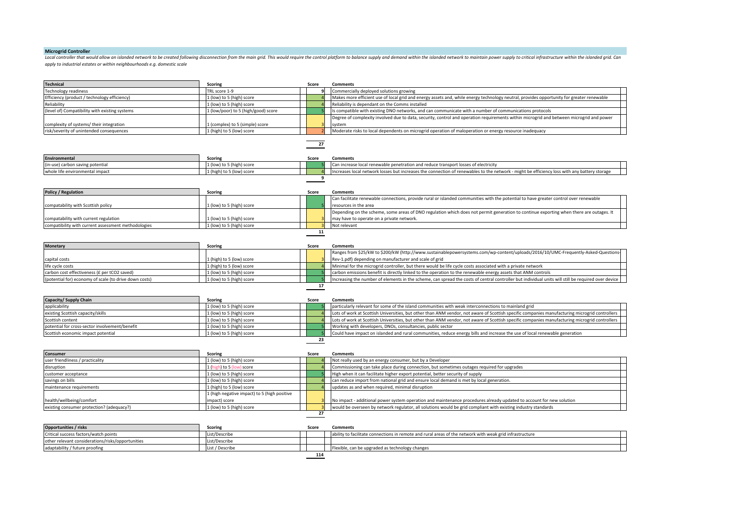## Microgrid Controller

*Local controller that would allow an islanded network to be created following disconnection from the main grid. This would require the control platform to balance supply and demand within the islanded network to maintain power supply to critical infrastructure within the islanded grid. Can apply to industrial estates or within neighbourhoods e.g. domestic scale*

| Technical | Scoring | Score | Comments |
|---|---|---|---|
| Technology readiness | TRL score 1-9 | 9 | Commercially deployed solutions growing |
| Efficiency (product / technology efficiency) | 1 (low) to 5 (high) score | 4 | Makes more efficient use of local grid and energy assets and, while energy technology neutral, provides opportunity for greater renewable |
| Reliability | 1 (low) to 5 (high) score | 4 | Reliability is dependant on the Comms installed |
| (level of) Compatibility with existing systems | 1 (low/poor) to 5 (high/good) score | 5 | Is compatible with existing DNO networks, and can communicate with a number of communications protocols |
| complexity of systems/ their integration | 1 (complex) to 5 (simple) score | 3 | Degree of complexity involved due to data, security, control and operation requirements within microgrid and between microgrid and power system |
| risk/severity of unintended consequences | 1 (high) to 5 (low) score | 2 | Moderate risks to local dependents on microgrid operation of maloperation or energy resource inadequacy |
| | | 27 | |

| Environmental | Scoring | Score | Comments |
|---|---|---|---|
| (in-use) carbon saving potential | 1 (low) to 5 (high) score | 5 | Can increase local renewable penetration and reduce transport losses of electricity |
| whole life environmental impact | 1 (high) to 5 (low) score | 4 | Increases local network losses but increases the connection of renewables to the network - might be efficiency loss with any battery storage |
| | | 9 | |

| Policy / Regulation | Scoring | Score | Comments |
|---|---|---|---|
| compatability with Scottish policy | 1 (low) to 5 (high) score | 5 | Can facilitate renewable connections, provide rural or islanded communities with the potential to have greater control over renewable resources in the area |
| compatability with current regulation | 1 (low) to 5 (high) score | 3 | Depending on the scheme, some areas of DNO regulation which does not permit generation to continue exporting when there are outages. It may have to operate on a private network. |
| compatibility with current assessment methodologies | 1 (low) to 5 (high) score | 3 | Not relevant |
| | | 11 | |

| Monetary | Scoring | Score | Comments |
|---|---|---|---|
| capital costs | 1 (high) to 5 (low) score | 3 | Ranges from $25/kW to $200/kW (http://www.sustainablepowersystems.com/wp-content/uploads/2016/10/UMC-Frequently-Asked-Questions-Rev-1.pdf) depending on manufacturer and scale of grid |
| life cycle costs | 1 (high) to 5 (low) score | 4 | Minimal for the microgrid controller, but there would be life cycle costs associated with a private network |
| carbon cost effectiveness (£ per tCO2 saved) | 1 (low) to 5 (high) score | 5 | carbon emissions benefit is directly linked to the operation to the renewable energy assets that ANM controls |
| (potential for) economy of scale (to drive down costs) | 1 (low) to 5 (high) score | 5 | Increasing the number of elements in the scheme, can spread the costs of central controller but individual units will still be required over device |
| | | 17 | |

| Capacity/ Supply Chain | Scoring | Score | Comments |
|---|---|---|---|
| applicability | 1 (low) to 5 (high) score | 5 | particularly relevant for some of the island communities with weak interconnections to mainland grid |
| existing Scottish capacity/skills | 1 (low) to 5 (high) score | 4 | Lots of work at Scottish Universities, but other than ANM vendor, not aware of Scottish specific companies manufacturing microgrid controllers |
| Scottish content | 1 (low) to 5 (high) score | 4 | Lots of work at Scottish Universities, but other than ANM vendor, not aware of Scottish specific companies manufacturing microgrid controllers |
| potential for cross-sector involvement/benefit | 1 (low) to 5 (high) score | 5 | Working with developers, DNOs, consultancies, public sector |
| Scottish economic impact potential | 1 (low) to 5 (high) score | 5 | Could have impact on islanded and rural communities, reduce energy bills and increase the use of local renewable generation |
| | | 23 | |

| Consumer | Scoring | Score | Comments |
|---|---|---|---|
| user friendliness / practicality | 1 (low) to 5 (high) score | 4 | Not really used by an energy consumer, but by a Developer |
| disruption | 1 (high) to 5 (low) score | 4 | Commissioning can take place during connection, but sometimes outages required for upgrades |
| customer acceptance | 1 (low) to 5 (high) score | 5 | High when it can facilitate higher export potential, better security of supply |
| savings on bills | 1 (low) to 5 (high) score | 4 | can reduce import from national grid and ensure local demand is met by local generation. |
| maintenance requirements | 1 (high) to 5 (low) score | 4 | updates as and when required, minimal disruption |
| health/wellbeing/comfort | 1 (high negative impact) to 5 (high positive impact) score | 3 | No impact - additional power system operation and maintenance procedures already updated to account for new solution |
| existing consumer protection? (adequacy?) | 1 (low) to 5 (high) score | 3 | would be overseen by network regulator, all solutions would be grid compliant with existing industry standards |
| | | 27 | |

| Opportunities / risks | Scoring | Score | Comments |
|---|---|---|---|
| Critical success factors/watch points | List/Describe | | ability to facilitate connections in remote and rural areas of the network with weak grid infrastructure |
| other relevant considerations/risks/opportunities | List/Describe | | |
| adaptability / future proofing | List / Describe | | Flexible, can be upgraded as technology changes |
| | | 114 | |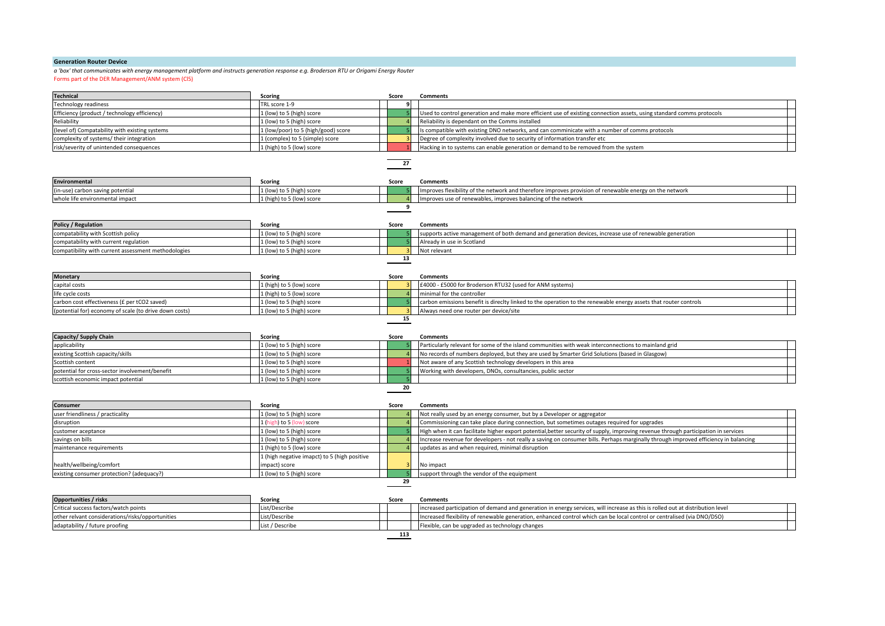## Generation Router Device

*a 'box' that communicates with energy management platform and instructs generation response e.g. Broderson RTU or Origami Energy Router*

Forms part of the DER Management/ANM system (CI5)

| Technical | Scoring | Score | Comments |
|---|---|---|---|
| Technology readiness | TRL score 1-9 | 9 | |
| Efficiency (product / technology efficiency) | 1 (low) to 5 (high) score | 5 | Used to control generation and make more efficient use of existing connection assets, using standard comms protocols |
| Reliability | 1 (low) to 5 (high) score | 4 | Reliability is dependant on the Comms installed |
| (level of) Compatability with existing systems | 1 (low/poor) to 5 (high/good) score | 5 | Is compatible with existing DNO networks, and can comminicate with a number of comms protocols |
| complexity of systems/ their integration | 1 (complex) to 5 (simple) score | 3 | Degree of complexity involved due to security of information transfer etc |
| risk/severity of unintended consequences | 1 (high) to 5 (low) score | 1 | Hacking in to systems can enable generation or demand to be removed from the system |
| | | 27 | |

| Environmental | Scoring | Score | Comments |
|---|---|---|---|
| (in-use) carbon saving potential | 1 (low) to 5 (high) score | 5 | Improves flexibility of the network and therefore improves provision of renewable energy on the network |
| whole life environmental impact | 1 (high) to 5 (low) score | 4 | Improves use of renewables, improves balancing of the network |
| | | 9 | |

| Policy / Regulation | Scoring | Score | Comments |
|---|---|---|---|
| compatability with Scottish policy | 1 (low) to 5 (high) score | 5 | supports active management of both demand and generation devices, increase use of renewable generation |
| compatability with current regulation | 1 (low) to 5 (high) score | 5 | Already in use in Scotland |
| compatibility with current assessment methodologies | 1 (low) to 5 (high) score | 3 | Not relevant |
| | | 13 | |

| Monetary | Scoring | Score | Comments |
|---|---|---|---|
| capital costs | 1 (high) to 5 (low) score | 3 | £4000 - £5000 for Broderson RTU32 (used for ANM systems) |
| life cycle costs | 1 (high) to 5 (low) score | 4 | minimal for the controller |
| carbon cost effectiveness (£ per tCO2 saved) | 1 (low) to 5 (high) score | 5 | carbon emissions benefit is direclty linked to the operation to the renewable energy assets that router controls |
| (potential for) economy of scale (to drive down costs) | 1 (low) to 5 (high) score | 3 | Always need one router per device/site |
| | | 15 | |

| Capacity/ Supply Chain | Scoring | Score | Comments |
|---|---|---|---|
| applicability | 1 (low) to 5 (high) score | 5 | Particularly relevant for some of the island communities with weak interconnections to mainland grid |
| existing Scottish capacity/skills | 1 (low) to 5 (high) score | 4 | No records of numbers deployed, but they are used by Smarter Grid Solutions (based in Glasgow) |
| Scottish content | 1 (low) to 5 (high) score | 1 | Not aware of any Scottish technology developers in this area |
| potential for cross-sector involvement/benefit | 1 (low) to 5 (high) score | 5 | Working with developers, DNOs, consultancies, public sector |
| scottish economic impact potential | 1 (low) to 5 (high) score | 5 | |
| | | 20 | |

| Consumer | Scoring | Score | Comments |
|---|---|---|---|
| user friendliness / practicality | 1 (low) to 5 (high) score | 4 | Not really used by an energy consumer, but by a Developer or aggregator |
| disruption | 1 (high) to 5 (low) score | 4 | Commissioning can take place during connection, but sometimes outages required for upgrades |
| customer aceptance | 1 (low) to 5 (high) score | 5 | High when it can facilitate higher export potential,better security of supply, improving revenue through participation in services |
| savings on bills | 1 (low) to 5 (high) score | 4 | Increase revenue for developers - not really a saving on consumer bills. Perhaps marginally through improved efficiency in balancing |
| maintenance requirements | 1 (high) to 5 (low) score | 4 | updates as and when required, minimal disruption |
| health/wellbeing/comfort | 1 (high negative impact) to 5 (high positive impact) score | 3 | No impact |
| existing consumer protection? (adequacy?) | 1 (low) to 5 (high) score | 5 | support through the vendor of the equipment |
| | | 29 | |

| Opportunities / risks | Scoring | Score | Comments |
|---|---|---|---|
| Critical success factors/watch points | List/Describe | | increased participation of demand and generation in energy services, will increase as this is rolled out at distribution level |
| other relvant considerations/risks/opportunities | List/Describe | | Increased flexibility of renewable generation, enhanced control which can be local control or centralised (via DNO/DSO) |
| adaptability / future proofing | List / Describe | | Flexible, can be upgraded as technology changes |
| | | 113 | |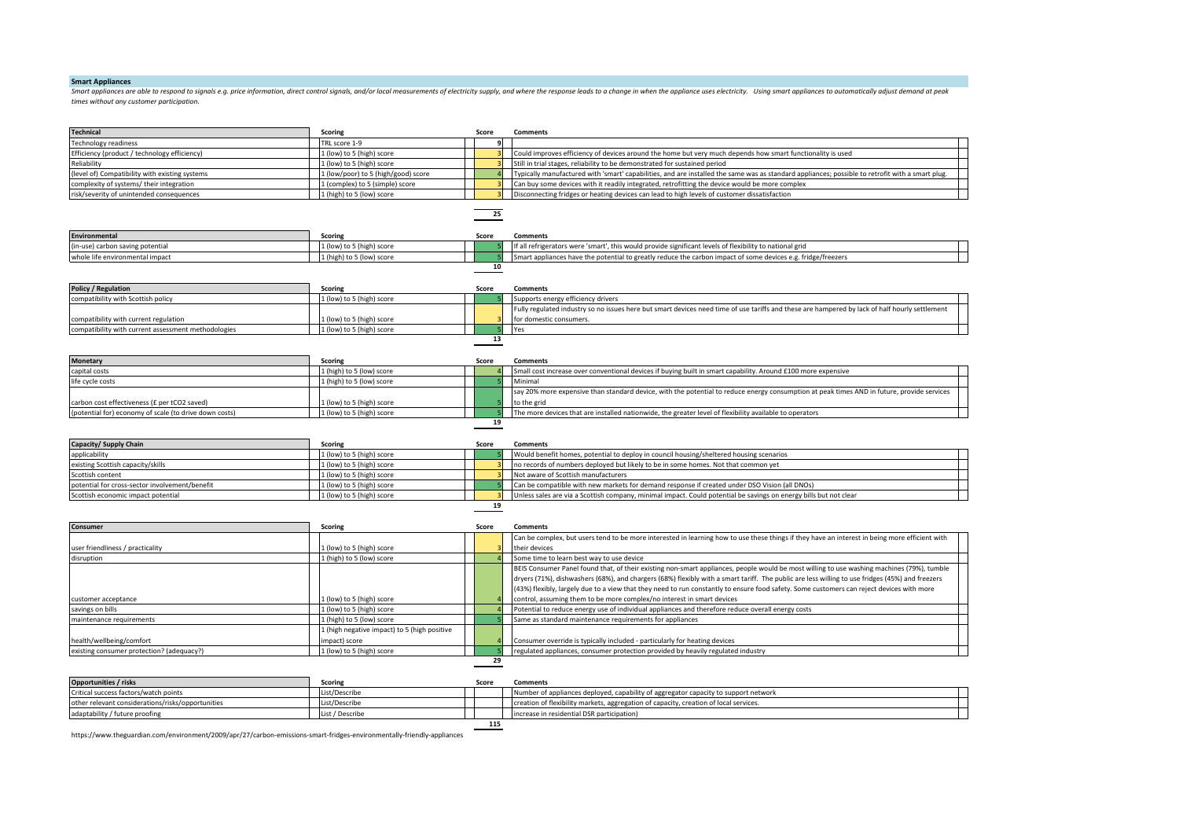## Smart Appliances

*Smart appliances are able to respond to signals e.g. price information, direct control signals, and/or local measurements of electricity supply, and where the response leads to a change in when the appliance uses electricity. Using smart appliances to automatically adjust demand at peak times without any customer participation.*

| Technical | Scoring | Score | Comments |
|---|---|---|---|
| Technology readiness | TRL score 1-9 | 9 | |
| Efficiency (product / technology efficiency) | 1 (low) to 5 (high) score | 3 | Could improves efficiency of devices around the home but very much depends how smart functionality is used |
| Reliability | 1 (low) to 5 (high) score | 3 | Still in trial stages, reliability to be demonstrated for sustained period |
| (level of) Compatibility with existing systems | 1 (low/poor) to 5 (high/good) score | 4 | Typically manufactured with 'smart' capabilities, and are installed the same was as standard appliances; possible to retrofit with a smart plug. |
| complexity of systems/ their integration | 1 (complex) to 5 (simple) score | 3 | Can buy some devices with it readily integrated, retrofitting the device would be more complex |
| risk/severity of unintended consequences | 1 (high) to 5 (low) score | 3 | Disconnecting fridges or heating devices can lead to high levels of customer dissatisfaction |
| | | 25 | |

| Environmental | Scoring | Score | Comments |
|---|---|---|---|
| (in-use) carbon saving potential | 1 (low) to 5 (high) score | 5 | If all refrigerators were 'smart', this would provide significant levels of flexibility to national grid |
| whole life environmental impact | 1 (high) to 5 (low) score | 5 | Smart appliances have the potential to greatly reduce the carbon impact of some devices e.g. fridge/freezers |
| | | 10 | |

| Policy / Regulation | Scoring | Score | Comments |
|---|---|---|---|
| compatibility with Scottish policy | 1 (low) to 5 (high) score | 5 | Supports energy efficiency drivers |
| compatibility with current regulation | 1 (low) to 5 (high) score | 3 | Fully regulated industry so no issues here but smart devices need time of use tariffs and these are hampered by lack of half hourly settlement for domestic consumers. |
| compatibility with current assessment methodologies | 1 (low) to 5 (high) score | 5 | Yes |
| | | 13 | |

| Monetary | Scoring | Score | Comments |
|---|---|---|---|
| capital costs | 1 (high) to 5 (low) score | 4 | Small cost increase over conventional devices if buying built in smart capability. Around £100 more expensive |
| life cycle costs | 1 (high) to 5 (low) score | 5 | Minimal |
| carbon cost effectiveness (£ per tCO2 saved) | 1 (low) to 5 (high) score | 5 | say 20% more expensive than standard device, with the potential to reduce energy consumption at peak times AND in future, provide services to the grid |
| (potential for) economy of scale (to drive down costs) | 1 (low) to 5 (high) score | 5 | The more devices that are installed nationwide, the greater level of flexibility available to operators |
| | | 19 | |

| Capacity/ Supply Chain | Scoring | Score | Comments |
|---|---|---|---|
| applicability | 1 (low) to 5 (high) score | 5 | Would benefit homes, potential to deploy in council housing/sheltered housing scenarios |
| existing Scottish capacity/skills | 1 (low) to 5 (high) score | 3 | no records of numbers deployed but likely to be in some homes. Not that common yet |
| Scottish content | 1 (low) to 5 (high) score | 3 | Not aware of Scottish manufacturers |
| potential for cross-sector involvement/benefit | 1 (low) to 5 (high) score | 5 | Can be compatible with new markets for demand response if created under DSO Vision (all DNOs) |
| Scottish economic impact potential | 1 (low) to 5 (high) score | 3 | Unless sales are via a Scottish company, minimal impact. Could potential be savings on energy bills but not clear |
| | | 19 | |

| Consumer | Scoring | Score | Comments |
|---|---|---|---|
| user friendliness / practicality | 1 (low) to 5 (high) score | 3 | Can be complex, but users tend to be more interested in learning how to use these things if they have an interest in being more efficient with their devices |
| disruption | 1 (high) to 5 (low) score | 4 | Some time to learn best way to use device |
| customer acceptance | 1 (low) to 5 (high) score | 4 | BEIS Consumer Panel found that, of their existing non-smart appliances, people would be most willing to use washing machines (79%), tumble dryers (71%), dishwashers (68%), and chargers (68%) flexibly with a smart tariff. The public are less willing to use fridges (45%) and freezers (43%) flexibly, largely due to a view that they need to run constantly to ensure food safety. Some customers can reject devices with more control, assuming them to be more complex/no interest in smart devices |
| savings on bills | 1 (low) to 5 (high) score | 4 | Potential to reduce energy use of individual appliances and therefore reduce overall energy costs |
| maintenance requirements | 1 (high) to 5 (low) score | 5 | Same as standard maintenance requirements for appliances |
| health/wellbeing/comfort | 1 (high negative impact) to 5 (high positive impact) score | 4 | Consumer override is typically included - particularly for heating devices |
| existing consumer protection? (adequacy?) | 1 (low) to 5 (high) score | 5 | regulated appliances, consumer protection provided by heavily regulated industry |
| | | 29 | |

| Opportunities / risks | Scoring | Score | Comments |
|---|---|---|---|
| Critical success factors/watch points | List/Describe | | Number of appliances deployed, capability of aggregator capacity to support network |
| other relevant considerations/risks/opportunities | List/Describe | | creation of flexibility markets, aggregation of capacity, creation of local services. |
| adaptability / future proofing | List / Describe | | increase in residential DSR participation) |
| | | 115 | |

https://www.theguardian.com/environment/2009/apr/27/carbon-emissions-smart-fridges-environmentally-friendly-appliances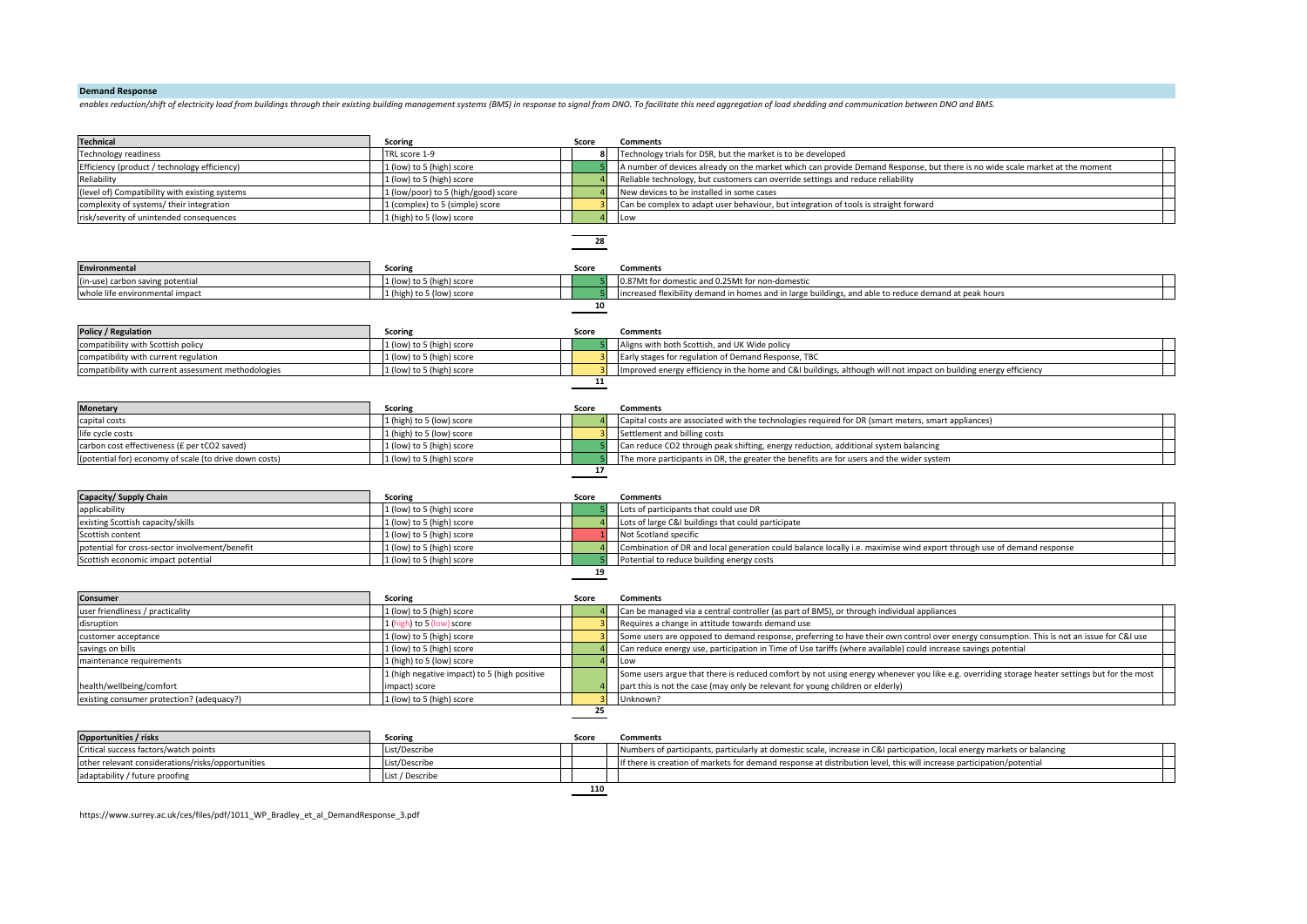## Demand Response

*enables reduction/shift of electricity load from buildings through their existing building management systems (BMS) in response to signal from DNO. To facilitate this need aggregation of load shedding and communication between DNO and BMS.*

| Technical | Scoring | Score | Comments |
|---|---|---|---|
| Technology readiness | TRL score 1-9 | 8 | Technology trials for DSR, but the market is to be developed |
| Efficiency (product / technology efficiency) | 1 (low) to 5 (high) score | 5 | A number of devices already on the market which can provide Demand Response, but there is no wide scale market at the moment |
| Reliability | 1 (low) to 5 (high) score | 4 | Reliable technology, but customers can override settings and reduce reliability |
| (level of) Compatibility with existing systems | 1 (low/poor) to 5 (high/good) score | 4 | New devices to be installed in some cases |
| complexity of systems/ their integration | 1 (complex) to 5 (simple) score | 3 | Can be complex to adapt user behaviour, but integration of tools is straight forward |
| risk/severity of unintended consequences | 1 (high) to 5 (low) score | 4 | Low |
| | | 28 | |

| Environmental | Scoring | Score | Comments |
|---|---|---|---|
| (in-use) carbon saving potential | 1 (low) to 5 (high) score | 5 | 0.87Mt for domestic and 0.25Mt for non-domestic |
| whole life environmental impact | 1 (high) to 5 (low) score | 5 | increased flexibility demand in homes and in large buildings, and able to reduce demand at peak hours |
| | | 10 | |

| Policy / Regulation | Scoring | Score | Comments |
|---|---|---|---|
| compatibility with Scottish policy | 1 (low) to 5 (high) score | 5 | Aligns with both Scottish, and UK Wide policy |
| compatibility with current regulation | 1 (low) to 5 (high) score | 3 | Early stages for regulation of Demand Response, TBC |
| compatibility with current assessment methodologies | 1 (low) to 5 (high) score | 3 | Improved energy efficiency in the home and C&I buildings, although will not impact on building energy efficiency |
| | | 11 | |

| Monetary | Scoring | Score | Comments |
|---|---|---|---|
| capital costs | 1 (high) to 5 (low) score | 4 | Capital costs are associated with the technologies required for DR (smart meters, smart appliances) |
| life cycle costs | 1 (high) to 5 (low) score | 3 | Settlement and billing costs |
| carbon cost effectiveness (£ per tCO2 saved) | 1 (low) to 5 (high) score | 5 | Can reduce CO2 through peak shifting, energy reduction, additional system balancing |
| (potential for) economy of scale (to drive down costs) | 1 (low) to 5 (high) score | 5 | The more participants in DR, the greater the benefits are for users and the wider system |
| | | 17 | |

| Capacity/ Supply Chain | Scoring | Score | Comments |
|---|---|---|---|
| applicability | 1 (low) to 5 (high) score | 5 | Lots of participants that could use DR |
| existing Scottish capacity/skills | 1 (low) to 5 (high) score | 4 | Lots of large C&I buildings that could participate |
| Scottish content | 1 (low) to 5 (high) score | 1 | Not Scotland specific |
| potential for cross-sector involvement/benefit | 1 (low) to 5 (high) score | 4 | Combination of DR and local generation could balance locally i.e. maximise wind export through use of demand response |
| Scottish economic impact potential | 1 (low) to 5 (high) score | 5 | Potential to reduce building energy costs |
| | | 19 | |

| Consumer | Scoring | Score | Comments |
|---|---|---|---|
| user friendliness / practicality | 1 (low) to 5 (high) score | 4 | Can be managed via a central controller (as part of BMS), or through individual appliances |
| disruption | 1 (high) to 5 (low) score | 3 | Requires a change in attitude towards demand use |
| customer acceptance | 1 (low) to 5 (high) score | 3 | Some users are opposed to demand response, preferring to have their own control over energy consumption. This is not an issue for C&I use |
| savings on bills | 1 (low) to 5 (high) score | 4 | Can reduce energy use, participation in Time of Use tariffs (where available) could increase savings potential |
| maintenance requirements | 1 (high) to 5 (low) score | 4 | Low |
| health/wellbeing/comfort | 1 (high negative impact) to 5 (high positive impact) score | 4 | Some users argue that there is reduced comfort by not using energy whenever you like e.g. overriding storage heater settings but for the most part this is not the case (may only be relevant for young children or elderly) |
| existing consumer protection? (adequacy?) | 1 (low) to 5 (high) score | 3 | Unknown? |
| | | 25 | |

| Opportunities / risks | Scoring | Score | Comments |
|---|---|---|---|
| Critical success factors/watch points | List/Describe | | Numbers of participants, particularly at domestic scale, increase in C&I participation, local energy markets or balancing |
| other relevant considerations/risks/opportunities | List/Describe | | If there is creation of markets for demand response at distribution level, this will increase participation/potential |
| adaptability / future proofing | List / Describe | | |
| | | 110 | |

https://www.surrey.ac.uk/ces/files/pdf/1011_WP_Bradley_et_al_DemandResponse_3.pdf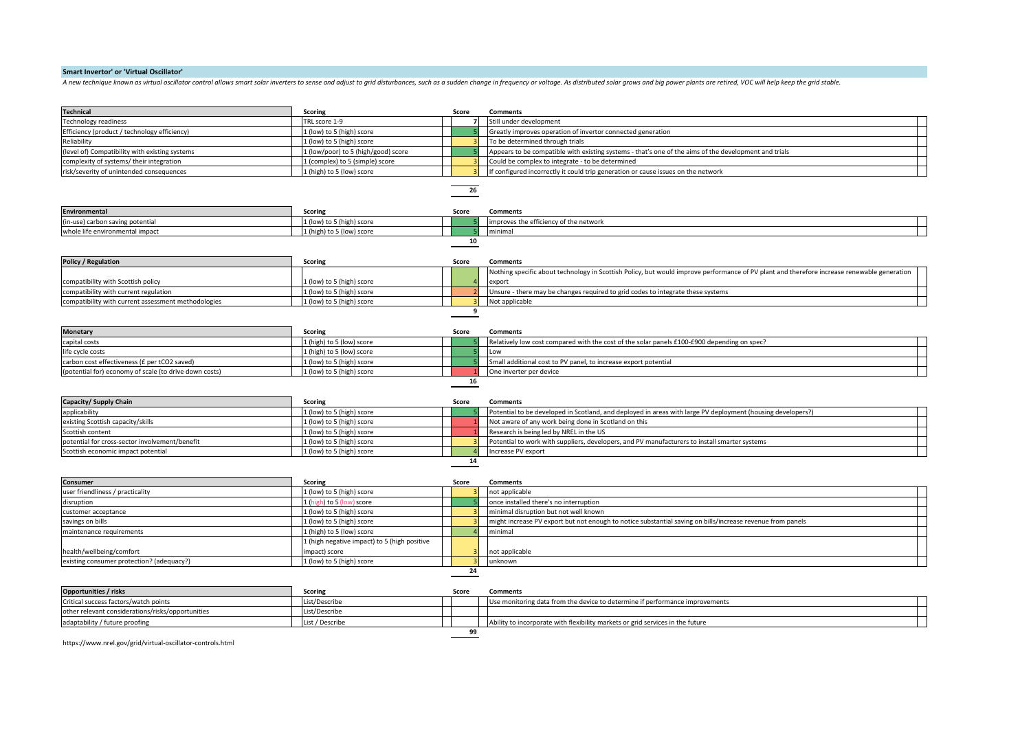## Smart Invertor' or 'Virtual Oscillator'

*A new technique known as virtual oscillator control allows smart solar inverters to sense and adjust to grid disturbances, such as a sudden change in frequency or voltage. As distributed solar grows and big power plants are retired, VOC will help keep the grid stable.*

| Technical | Scoring | Score | Comments |
|---|---|---|---|
| Technology readiness | TRL score 1-9 | 7 | Still under development |
| Efficiency (product / technology efficiency) | 1 (low) to 5 (high) score | 5 | Greatly improves operation of invertor connected generation |
| Reliability | 1 (low) to 5 (high) score | 3 | To be determined through trials |
| (level of) Compatibility with existing systems | 1 (low/poor) to 5 (high/good) score | 5 | Appears to be compatible with existing systems - that's one of the aims of the development and trials |
| complexity of systems/ their integration | 1 (complex) to 5 (simple) score | 3 | Could be complex to integrate - to be determined |
| risk/severity of unintended consequences | 1 (high) to 5 (low) score | 3 | If configured incorrectly it could trip generation or cause issues on the network |
| | | 26 | |

| Environmental | Scoring | Score | Comments |
|---|---|---|---|
| (in-use) carbon saving potential | 1 (low) to 5 (high) score | 5 | improves the efficiency of the network |
| whole life environmental impact | 1 (high) to 5 (low) score | 5 | minimal |
| | | 10 | |

| Policy / Regulation | Scoring | Score | Comments |
|---|---|---|---|
| compatibility with Scottish policy | 1 (low) to 5 (high) score | 4 | Nothing specific about technology in Scottish Policy, but would improve performance of PV plant and therefore increase renewable generation export |
| compatibility with current regulation | 1 (low) to 5 (high) score | 2 | Unsure - there may be changes required to grid codes to integrate these systems |
| compatibility with current assessment methodologies | 1 (low) to 5 (high) score | 3 | Not applicable |
| | | 9 | |

| Monetary | Scoring | Score | Comments |
|---|---|---|---|
| capital costs | 1 (high) to 5 (low) score | 5 | Relatively low cost compared with the cost of the solar panels £100-£900 depending on spec? |
| life cycle costs | 1 (high) to 5 (low) score | 5 | Low |
| carbon cost effectiveness (£ per tCO2 saved) | 1 (low) to 5 (high) score | 5 | Small additional cost to PV panel, to increase export potential |
| (potential for) economy of scale (to drive down costs) | 1 (low) to 5 (high) score | 1 | One inverter per device |
| | | 16 | |

| Capacity/ Supply Chain | Scoring | Score | Comments |
|---|---|---|---|
| applicability | 1 (low) to 5 (high) score | 5 | Potential to be developed in Scotland, and deployed in areas with large PV deployment (housing developers?) |
| existing Scottish capacity/skills | 1 (low) to 5 (high) score | 1 | Not aware of any work being done in Scotland on this |
| Scottish content | 1 (low) to 5 (high) score | 1 | Research is being led by NREL in the US |
| potential for cross-sector involvement/benefit | 1 (low) to 5 (high) score | 3 | Potential to work with suppliers, developers, and PV manufacturers to install smarter systems |
| Scottish economic impact potential | 1 (low) to 5 (high) score | 4 | Increase PV export |
| | | 14 | |

| Consumer | Scoring | Score | Comments |
|---|---|---|---|
| user friendliness / practicality | 1 (low) to 5 (high) score | 3 | not applicable |
| disruption | 1 (high) to 5 (low) score | 5 | once installed there's no interruption |
| customer acceptance | 1 (low) to 5 (high) score | 3 | minimal disruption but not well known |
| savings on bills | 1 (low) to 5 (high) score | 3 | might increase PV export but not enough to notice substantial saving on bills/increase revenue from panels |
| maintenance requirements | 1 (high) to 5 (low) score | 4 | minimal |
| health/wellbeing/comfort | 1 (high negative impact) to 5 (high positive impact) score | 3 | not applicable |
| existing consumer protection? (adequacy?) | 1 (low) to 5 (high) score | 3 | unknown |
| | | 24 | |

| Opportunities / risks | Scoring | Score | Comments |
|---|---|---|---|
| Critical success factors/watch points | List/Describe | | Use monitoring data from the device to determine if performance improvements |
| other relevant considerations/risks/opportunities | List/Describe | | |
| adaptability / future proofing | List / Describe | | Ability to incorporate with flexibility markets or grid services in the future |
| | | 99 | |

https://www.nrel.gov/grid/virtual-oscillator-controls.html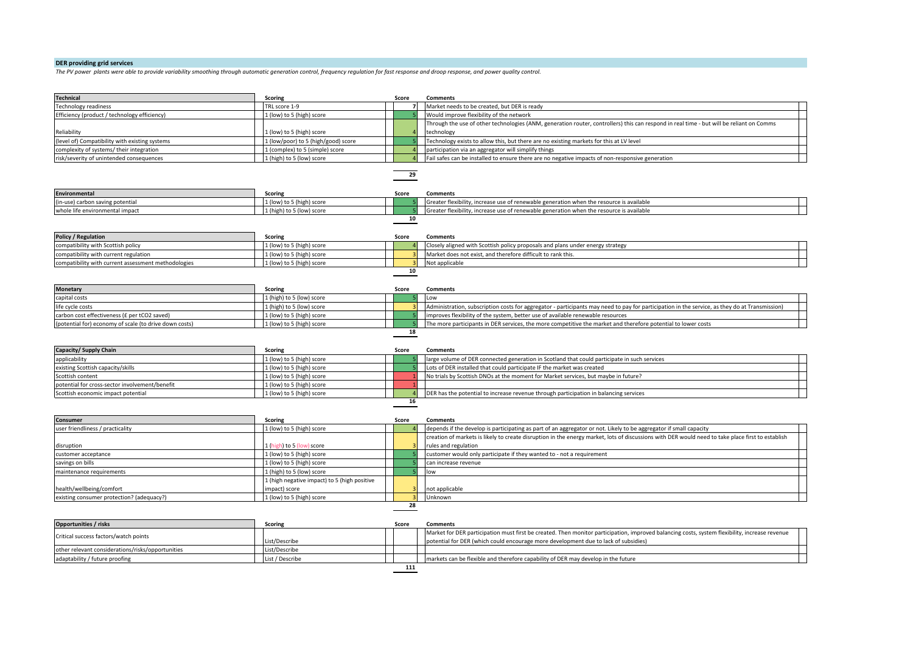## DER providing grid services

*The PV power plants were able to provide variability smoothing through automatic generation control, frequency regulation for fast response and droop response, and power quality control.*

| Technical | Scoring | Score | Comments |
|---|---|---|---|
| Technology readiness | TRL score 1-9 | 7 | Market needs to be created, but DER is ready |
| Efficiency (product / technology efficiency) | 1 (low) to 5 (high) score | 5 | Would improve flexibility of the network |
| Reliability | 1 (low) to 5 (high) score | 4 | Through the use of other technologies (ANM, generation router, controllers) this can respond in real time - but will be reliant on Comms technology |
| (level of) Compatibility with existing systems | 1 (low/poor) to 5 (high/good) score | 5 | Technology exists to allow this, but there are no existing markets for this at LV level |
| complexity of systems/ their integration | 1 (complex) to 5 (simple) score | 4 | participation via an aggregator will simplify things |
| risk/severity of unintended consequences | 1 (high) to 5 (low) score | 4 | Fail safes can be installed to ensure there are no negative impacts of non-responsive generation |
| | | 29 | |

| Environmental | Scoring | Score | Comments |
|---|---|---|---|
| (in-use) carbon saving potential | 1 (low) to 5 (high) score | 5 | Greater flexibility, increase use of renewable generation when the resource is available |
| whole life environmental impact | 1 (high) to 5 (low) score | 5 | Greater flexibility, increase use of renewable generation when the resource is available |
| | | 10 | |

| Policy / Regulation | Scoring | Score | Comments |
|---|---|---|---|
| compatibility with Scottish policy | 1 (low) to 5 (high) score | 4 | Closely aligned with Scottish policy proposals and plans under energy strategy |
| compatibility with current regulation | 1 (low) to 5 (high) score | 3 | Market does not exist, and therefore difficult to rank this. |
| compatibility with current assessment methodologies | 1 (low) to 5 (high) score | 3 | Not applicable |
| | | 10 | |

| Monetary | Scoring | Score | Comments |
|---|---|---|---|
| capital costs | 1 (high) to 5 (low) score | 5 | Low |
| life cycle costs | 1 (high) to 5 (low) score | 3 | Administration, subscription costs for aggregator - participants may need to pay for participation in the service, as they do at Transmission) |
| carbon cost effectiveness (£ per tCO2 saved) | 1 (low) to 5 (high) score | 5 | improves flexibility of the system, better use of available renewable resources |
| (potential for) economy of scale (to drive down costs) | 1 (low) to 5 (high) score | 5 | The more participants in DER services, the more competitive the market and therefore potential to lower costs |
| | | 18 | |

| Capacity/ Supply Chain | Scoring | Score | Comments |
|---|---|---|---|
| applicability | 1 (low) to 5 (high) score | 5 | large volume of DER connected generation in Scotland that could participate in such services |
| existing Scottish capacity/skills | 1 (low) to 5 (high) score | 5 | Lots of DER installed that could participate IF the market was created |
| Scottish content | 1 (low) to 5 (high) score | 1 | No trials by Scottish DNOs at the moment for Market services, but maybe in future? |
| potential for cross-sector involvement/benefit | 1 (low) to 5 (high) score | 1 | |
| Scottish economic impact potential | 1 (low) to 5 (high) score | 4 | DER has the potential to increase revenue through participation in balancing services |
| | | 16 | |

| Consumer | Scoring | Score | Comments |
|---|---|---|---|
| user friendliness / practicality | 1 (low) to 5 (high) score | 4 | depends if the develop is participating as part of an aggregator or not. Likely to be aggregator if small capacity |
| disruption | 1 (high) to 5 (low) score | 3 | creation of markets is likely to create disruption in the energy market, lots of discussions with DER would need to take place first to establish rules and regulation |
| customer acceptance | 1 (low) to 5 (high) score | 5 | customer would only participate if they wanted to - not a requirement |
| savings on bills | 1 (low) to 5 (high) score | 5 | can increase revenue |
| maintenance requirements | 1 (high) to 5 (low) score | 5 | low |
| health/wellbeing/comfort | 1 (high negative impact) to 5 (high positive impact) score | 3 | not applicable |
| existing consumer protection? (adequacy?) | 1 (low) to 5 (high) score | 3 | Unknown |
| | | 28 | |

| Opportunities / risks | Scoring | Score | Comments |
|---|---|---|---|
| Critical success factors/watch points | List/Describe | | Market for DER participation must first be created. Then monitor participation, improved balancing costs, system flexibility, increase revenue potential for DER (which could encourage more development due to lack of subsidies) |
| other relevant considerations/risks/opportunities | List/Describe | | |
| adaptability / future proofing | List / Describe | | markets can be flexible and therefore capability of DER may develop in the future |
| | | 111 | |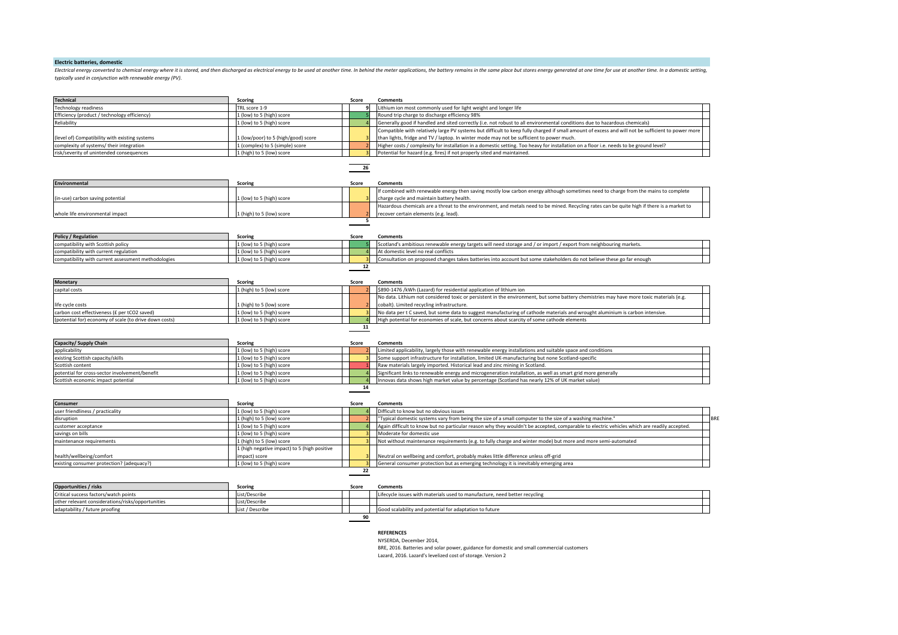## Electric batteries, domestic

*Electrical energy converted to chemical energy where it is stored, and then discharged as electrical energy to be used at another time. In behind the meter applications, the battery remains in the same place but stores energy generated at one time for use at another time. In a domestic setting, typically used in conjunction with renewable energy (PV).*

| Technical | Scoring | Score | Comments |
|---|---|---|---|
| Technology readiness | TRL score 1-9 | 9 | Lithium ion most commonly used for light weight and longer life |
| Efficiency (product / technology efficiency) | 1 (low) to 5 (high) score | 5 | Round trip charge to discharge efficiency 98% |
| Reliability | 1 (low) to 5 (high) score | 4 | Generally good if handled and sited correctly (i.e. not robust to all environmental conditions due to hazardous chemicals) |
| (level of) Compatibility with existing systems | 1 (low/poor) to 5 (high/good) score | 3 | Compatible with relatively large PV systems but difficult to keep fully charged if small amount of excess and will not be sufficient to power more than lights, fridge and TV / laptop. In winter mode may not be sufficient to power much. |
| complexity of systems/ their integration | 1 (complex) to 5 (simple) score | 2 | Higher costs / complexity for installation in a domestic setting. Too heavy for installation on a floor i.e. needs to be ground level? |
| risk/severity of unintended consequences | 1 (high) to 5 (low) score | 3 | Potential for hazard (e.g. fires) if not properly sited and maintained. |
| | | 26 | |

| Environmental | Scoring | Score | Comments |
|---|---|---|---|
| (in-use) carbon saving potential | 1 (low) to 5 (high) score | 3 | If combined with renewable energy then saving mostly low carbon energy although sometimes need to charge from the mains to complete charge cycle and maintain battery health. |
| whole life environmental impact | 1 (high) to 5 (low) score | 2 | Hazardous chemicals are a threat to the environment, and metals need to be mined. Recycling rates can be quite high if there is a market to recover certain elements (e.g. lead). |
| | | 5 | |

| Policy / Regulation | Scoring | Score | Comments |
|---|---|---|---|
| compatibility with Scottish policy | 1 (low) to 5 (high) score | 5 | Scotland's ambitious renewable energy targets will need storage and / or import / export from neighbouring markets. |
| compatibility with current regulation | 1 (low) to 5 (high) score | 4 | At domestic level no real conflicts |
| compatibility with current assessment methodologies | 1 (low) to 5 (high) score | 3 | Consultation on proposed changes takes batteries into account but some stakeholders do not believe these go far enough |
| | | 12 | |

| Monetary | Scoring | Score | Comments |
|---|---|---|---|
| capital costs | 1 (high) to 5 (low) score | 2 | $890-1476 /kWh (Lazard) for residential application of lithium ion |
| life cycle costs | 1 (high) to 5 (low) score | 2 | No data. Lithium not considered toxic or persistent in the environment, but some battery chemistries may have more toxic materials (e.g. cobalt). Limited recycling infrastructure. |
| carbon cost effectiveness (£ per tCO2 saved) | 1 (low) to 5 (high) score | 3 | No data per t C saved, but some data to suggest manufacturing of cathode materials and wrought aluminium is carbon intensive. |
| (potential for) economy of scale (to drive down costs) | 1 (low) to 5 (high) score | 4 | High potential for economies of scale, but concerns about scarcity of some cathode elements |
| | | 11 | |

| Capacity/ Supply Chain | Scoring | Score | Comments |
|---|---|---|---|
| applicability | 1 (low) to 5 (high) score | 2 | Limited applicability, largely those with renewable energy installations and suitable space and conditions |
| existing Scottish capacity/skills | 1 (low) to 5 (high) score | 3 | Some support infrastructure for installation, limited UK-manufacturing but none Scotland-specific |
| Scottish content | 1 (low) to 5 (high) score | 1 | Raw materials largely imported. Historical lead and zinc mining in Scotland. |
| potential for cross-sector involvement/benefit | 1 (low) to 5 (high) score | 4 | Significant links to renewable energy and microgeneration installation, as well as smart grid more generally |
| Scottish economic impact potential | 1 (low) to 5 (high) score | 4 | Innovas data shows high market value by percentage (Scotland has nearly 12% of UK market value) |
| | | 14 | |

| Consumer | Scoring | Score | Comments | |
|---|---|---|---|---|
| user friendliness / practicality | 1 (low) to 5 (high) score | 4 | Difficult to know but no obvious issues | |
| disruption | 1 (high) to 5 (low) score | 2 | "Typical domestic systems vary from being the size of a small computer to the size of a washing machine." | BRE |
| customer acceptance | 1 (low) to 5 (high) score | 4 | Again difficult to know but no particular reason why they wouldn't be accepted, comparable to electric vehicles which are readily accepted. | |
| savings on bills | 1 (low) to 5 (high) score | 3 | Moderate for domestic use | |
| maintenance requirements | 1 (high) to 5 (low) score | 3 | Not without maintenance requirements (e.g. to fully charge and winter mode) but more and more semi-automated | |
| health/wellbeing/comfort | 1 (high negative impact) to 5 (high positive impact) score | 3 | Neutral on wellbeing and comfort, probably makes little difference unless off-grid | |
| existing consumer protection? (adequacy?) | 1 (low) to 5 (high) score | 3 | General consumer protection but as emerging technology it is inevitably emerging area | |
| | | 22 | | |

| Opportunities / risks | Scoring | Score | Comments |
|---|---|---|---|
| Critical success factors/watch points | List/Describe | | Lifecycle issues with materials used to manufacture, need better recycling |
| other relevant considerations/risks/opportunities | List/Describe | | |
| adaptability / future proofing | List / Describe | | Good scalability and potential for adaptation to future |
| | | 90 | |

**REFERENCES**

NYSERDA, December 2014,

BRE, 2016. Batteries and solar power, guidance for domestic and small commercial customers

Lazard, 2016. Lazard's levelized cost of storage. Version 2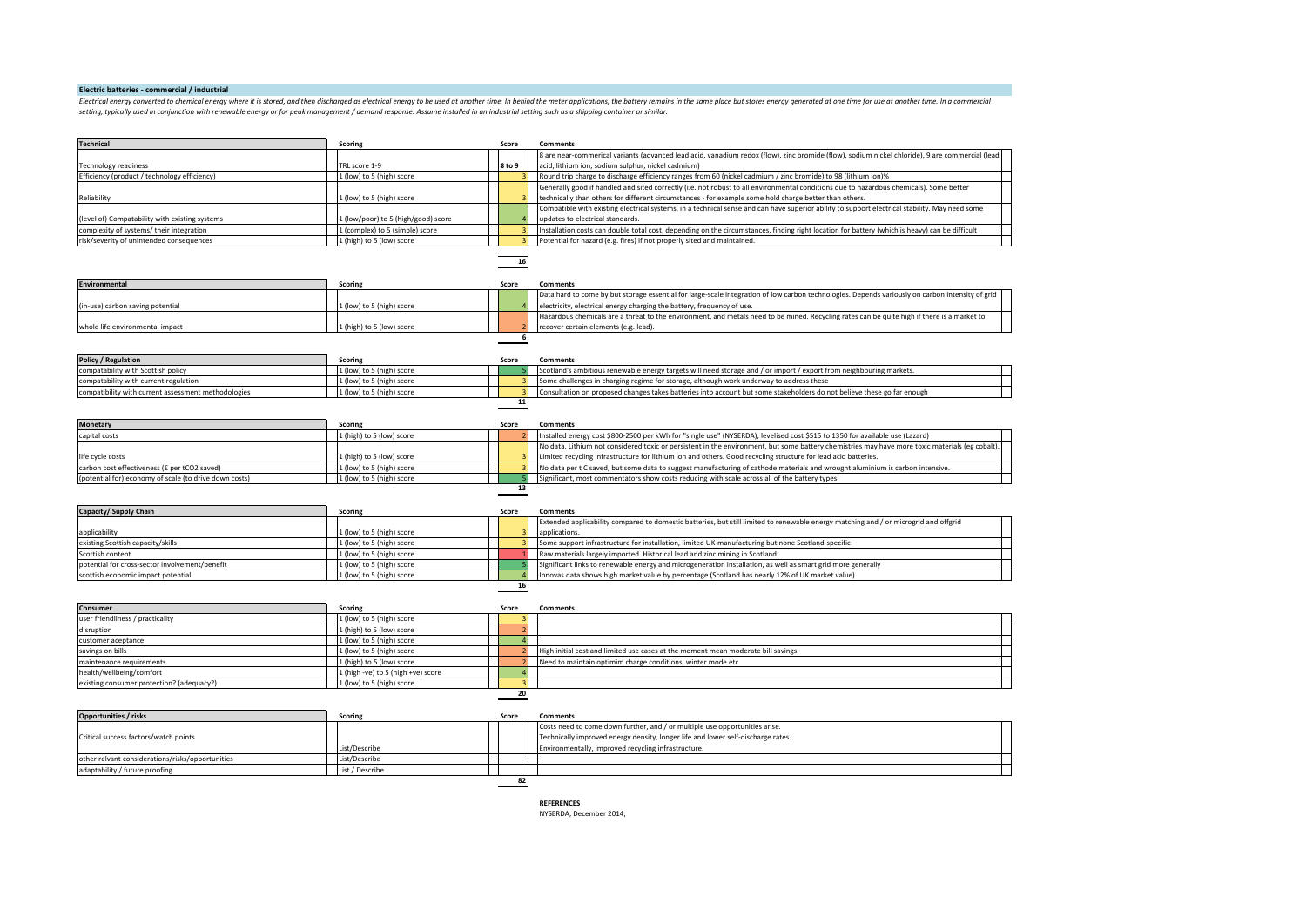## Electric batteries - commercial / industrial

*Electrical energy converted to chemical energy where it is stored, and then discharged as electrical energy to be used at another time. In behind the meter applications, the battery remains in the same place but stores energy generated at one time for use at another time. In a commercial setting, typically used in conjunction with renewable energy or for peak management / demand response. Assume installed in an industrial setting such as a shipping container or similar.*

| Technical | Scoring | Score | Comments |
|---|---|---|---|
| Technology readiness | TRL score 1-9 | 8 to 9 | 8 are near-commerical variants (advanced lead acid, vanadium redox (flow), zinc bromide (flow), sodium nickel chloride), 9 are commercial (lead acid, lithium ion, sodium sulphur, nickel cadmium) |
| Efficiency (product / technology efficiency) | 1 (low) to 5 (high) score | 3 | Round trip charge to discharge efficiency ranges from 60 (nickel cadmium / zinc bromide) to 98 (lithium ion)% |
| Reliability | 1 (low) to 5 (high) score | 3 | Generally good if handled and sited correctly (i.e. not robust to all environmental conditions due to hazardous chemicals). Some better technically than others for different circumstances - for example some hold charge better than others. |
| (level of) Compatability with existing systems | 1 (low/poor) to 5 (high/good) score | 4 | Compatible with existing electrical systems, in a technical sense and can have superior ability to support electrical stability. May need some updates to electrical standards. |
| complexity of systems/ their integration | 1 (complex) to 5 (simple) score | 3 | Installation costs can double total cost, depending on the circumstances, finding right location for battery (which is heavy) can be difficult |
| risk/severity of unintended consequences | 1 (high) to 5 (low) score | 3 | Potential for hazard (e.g. fires) if not properly sited and maintained. |
| | | 16 | |

| Environmental | Scoring | Score | Comments |
|---|---|---|---|
| (in-use) carbon saving potential | 1 (low) to 5 (high) score | 4 | Data hard to come by but storage essential for large-scale integration of low carbon technologies. Depends variously on carbon intensity of grid electricity, electrical energy charging the battery, frequency of use. |
| whole life environmental impact | 1 (high) to 5 (low) score | 2 | Hazardous chemicals are a threat to the environment, and metals need to be mined. Recycling rates can be quite high if there is a market to recover certain elements (e.g. lead). |
| | | 6 | |

| Policy / Regulation | Scoring | Score | Comments |
|---|---|---|---|
| compatability with Scottish policy | 1 (low) to 5 (high) score | 5 | Scotland's ambitious renewable energy targets will need storage and / or import / export from neighbouring markets. |
| compatability with current regulation | 1 (low) to 5 (high) score | 3 | Some challenges in charging regime for storage, although work underway to address these |
| compatibility with current assessment methodologies | 1 (low) to 5 (high) score | 3 | Consultation on proposed changes takes batteries into account but some stakeholders do not believe these go far enough |
| | | 11 | |

| Monetary | Scoring | Score | Comments |
|---|---|---|---|
| capital costs | 1 (high) to 5 (low) score | 2 | Installed energy cost $800-2500 per kWh for "single use" (NYSERDA); levelised cost $515 to 1350 for available use (Lazard) |
| life cycle costs | 1 (high) to 5 (low) score | 3 | No data. Lithium not considered toxic or persistent in the environment, but some battery chemistries may have more toxic materials (eg cobalt). Limited recycling infrastructure for lithium ion and others. Good recycling structure for lead acid batteries. |
| carbon cost effectiveness (£ per tCO2 saved) | 1 (low) to 5 (high) score | 3 | No data per t C saved, but some data to suggest manufacturing of cathode materials and wrought aluminium is carbon intensive. |
| (potential for) economy of scale (to drive down costs) | 1 (low) to 5 (high) score | 5 | Significant, most commentators show costs reducing with scale across all of the battery types |
| | | 13 | |

| Capacity/ Supply Chain | Scoring | Score | Comments |
|---|---|---|---|
| applicability | 1 (low) to 5 (high) score | 3 | Extended applicability compared to domestic batteries, but still limited to renewable energy matching and / or microgrid and offgrid applications. |
| existing Scottish capacity/skills | 1 (low) to 5 (high) score | 3 | Some support infrastructure for installation, limited UK-manufacturing but none Scotland-specific |
| Scottish content | 1 (low) to 5 (high) score | 1 | Raw materials largely imported. Historical lead and zinc mining in Scotland. |
| potential for cross-sector involvement/benefit | 1 (low) to 5 (high) score | 5 | Significant links to renewable energy and microgeneration installation, as well as smart grid more generally |
| scottish economic impact potential | 1 (low) to 5 (high) score | 4 | Innovas data shows high market value by percentage (Scotland has nearly 12% of UK market value) |
| | | 16 | |

| Consumer | Scoring | Score | Comments |
|---|---|---|---|
| user friendliness / practicality | 1 (low) to 5 (high) score | 3 | |
| disruption | 1 (high) to 5 (low) score | 2 | |
| customer aceptance | 1 (low) to 5 (high) score | 4 | |
| savings on bills | 1 (low) to 5 (high) score | 2 | High initial cost and limited use cases at the moment mean moderate bill savings. |
| maintenance requirements | 1 (high) to 5 (low) score | 2 | Need to maintain optimim charge conditions, winter mode etc |
| health/wellbeing/comfort | 1 (high -ve) to 5 (high +ve) score | 4 | |
| existing consumer protection? (adequacy?) | 1 (low) to 5 (high) score | 3 | |
| | | 20 | |

| Opportunities / risks | Scoring | Score | Comments |
|---|---|---|---|
| Critical success factors/watch points | List/Describe | | Costs need to come down further, and / or multiple use opportunities arise. Technically improved energy density, longer life and lower self-discharge rates. Environmentally, improved recycling infrastructure. |
| other relvant considerations/risks/opportunities | List/Describe | | |
| adaptability / future proofing | List / Describe | | |
| | | 82 | |

**REFERENCES**

NYSERDA, December 2014,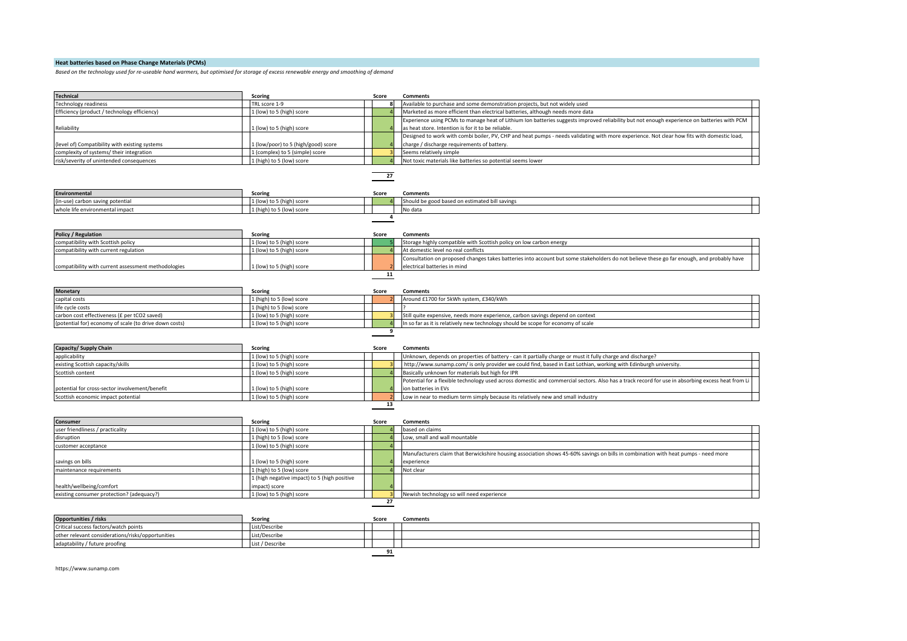## Heat batteries based on Phase Change Materials (PCMs)

*Based on the technology used for re-useable hand warmers, but optimised for storage of excess renewable energy and smoothing of demand*

| Technical | Scoring | Score | Comments |
|---|---|---|---|
| Technology readiness | TRL score 1-9 | 8 | Available to purchase and some demonstration projects, but not widely used |
| Efficiency (product / technology efficiency) | 1 (low) to 5 (high) score | 4 | Marketed as more efficient than electrical batteries, although needs more data |
| Reliability | 1 (low) to 5 (high) score | 4 | Experience using PCMs to manage heat of Lithium Ion batteries suggests improved reliability but not enough experience on batteries with PCM as heat store. Intention is for it to be reliable. |
| (level of) Compatibility with existing systems | 1 (low/poor) to 5 (high/good) score | 4 | Designed to work with combi boiler, PV, CHP and heat pumps - needs validating with more experience. Not clear how fits with domestic load, charge / discharge requirements of battery. |
| complexity of systems/ their integration | 1 (complex) to 5 (simple) score | 3 | Seems relatively simple |
| risk/severity of unintended consequences | 1 (high) to 5 (low) score | 4 | Not toxic materials like batteries so potential seems lower |
| | | 27 | |

| Environmental | Scoring | Score | Comments |
|---|---|---|---|
| (in-use) carbon saving potential | 1 (low) to 5 (high) score | 4 | Should be good based on estimated bill savings |
| whole life environmental impact | 1 (high) to 5 (low) score | | No data |
| | | 4 | |

| Policy / Regulation | Scoring | Score | Comments |
|---|---|---|---|
| compatibility with Scottish policy | 1 (low) to 5 (high) score | 5 | Storage highly compatible with Scottish policy on low carbon energy |
| compatibility with current regulation | 1 (low) to 5 (high) score | 4 | At domestic level no real conflicts |
| compatibility with current assessment methodologies | 1 (low) to 5 (high) score | 2 | Consultation on proposed changes takes batteries into account but some stakeholders do not believe these go far enough, and probably have electrical batteries in mind |
| | | 11 | |

| Monetary | Scoring | Score | Comments |
|---|---|---|---|
| capital costs | 1 (high) to 5 (low) score | 2 | Around £1700 for 5kWh system, £340/kWh |
| life cycle costs | 1 (high) to 5 (low) score | | ? |
| carbon cost effectiveness (£ per tCO2 saved) | 1 (low) to 5 (high) score | 3 | Still quite expensive, needs more experience, carbon savings depend on context |
| (potential for) economy of scale (to drive down costs) | 1 (low) to 5 (high) score | 4 | In so far as it is relatively new technology should be scope for economy of scale |
| | | 9 | |

| Capacity/ Supply Chain | Scoring | Score | Comments |
|---|---|---|---|
| applicability | 1 (low) to 5 (high) score | | Unknown, depends on properties of battery - can it partially charge or must it fully charge and discharge? |
| existing Scottish capacity/skills | 1 (low) to 5 (high) score | 3 | http://www.sunamp.com/ is only provider we could find, based in East Lothian, working with Edinburgh university. |
| Scottish content | 1 (low) to 5 (high) score | 4 | Basically unknown for materials but high for IPR |
| potential for cross-sector involvement/benefit | 1 (low) to 5 (high) score | 4 | Potential for a flexible technology used across domestic and commercial sectors. Also has a track record for use in absorbing excess heat from Li ion batteries in EVs |
| Scottish economic impact potential | 1 (low) to 5 (high) score | 2 | Low in near to medium term simply because its relatively new and small industry |
| | | 13 | |

| Consumer | Scoring | Score | Comments |
|---|---|---|---|
| user friendliness / practicality | 1 (low) to 5 (high) score | 4 | based on claims |
| disruption | 1 (high) to 5 (low) score | 4 | Low, small and wall mountable |
| customer acceptance | 1 (low) to 5 (high) score | 4 | |
| savings on bills | 1 (low) to 5 (high) score | 4 | Manufacturers claim that Berwickshire housing association shows 45-60% savings on bills in combination with heat pumps - need more experience |
| maintenance requirements | 1 (high) to 5 (low) score | 4 | Not clear |
| health/wellbeing/comfort | 1 (high negative impact) to 5 (high positive impact) score | 4 | |
| existing consumer protection? (adequacy?) | 1 (low) to 5 (high) score | 3 | Newish technology so will need experience |
| | | 27 | |

| Opportunities / risks | Scoring | Score | Comments |
|---|---|---|---|
| Critical success factors/watch points | List/Describe | | |
| other relevant considerations/risks/opportunities | List/Describe | | |
| adaptability / future proofing | List / Describe | | |
| | | 91 | |

https://www.sunamp.com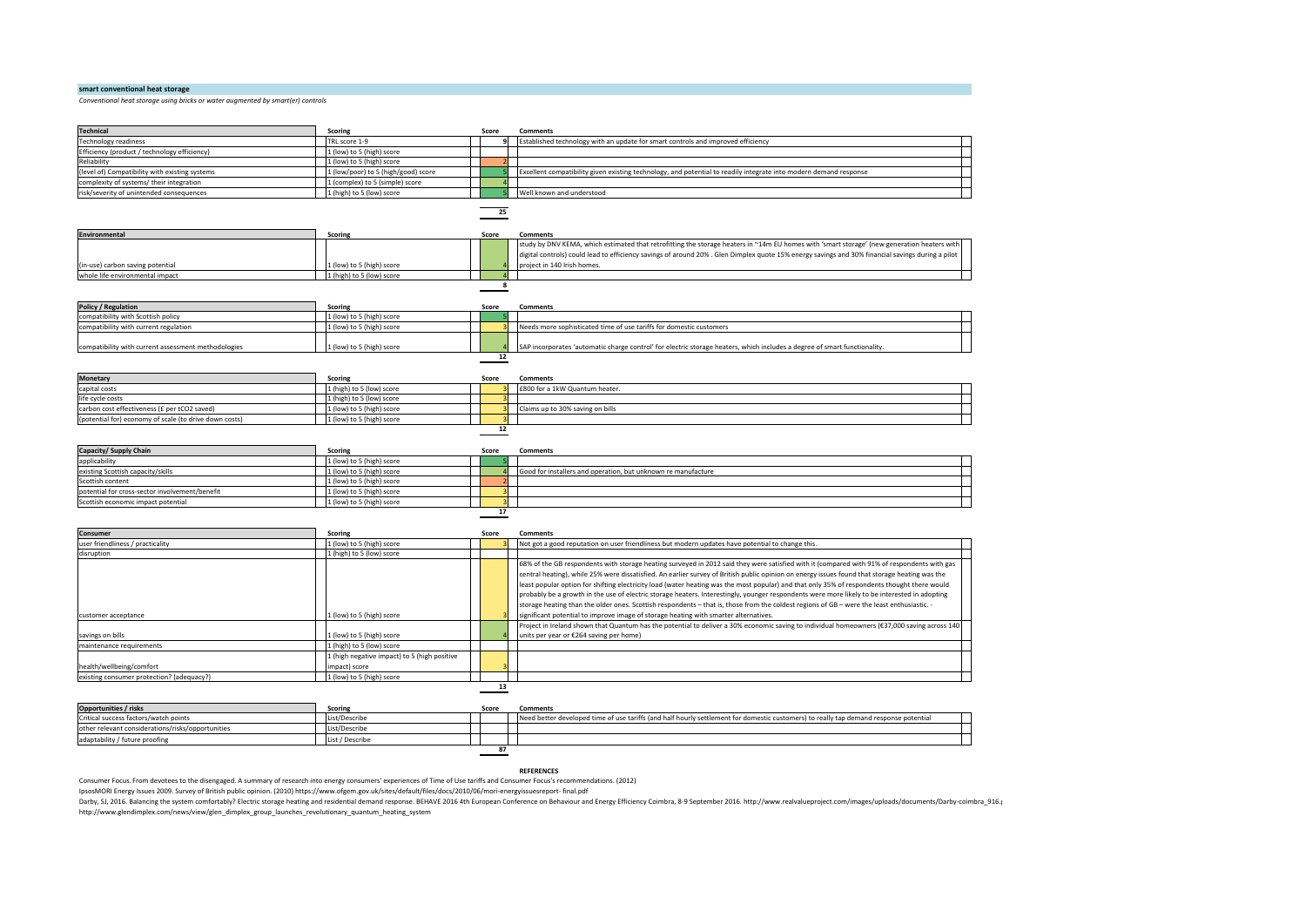## smart conventional heat storage

*Conventional heat storage using bricks or water augmented by smart(er) controls*

| Technical | Scoring | Score | Comments |
|---|---|---|---|
| Technology readiness | TRL score 1-9 | 9 | Established technology with an update for smart controls and improved efficiency |
| Efficiency (product / technology efficiency) | 1 (low) to 5 (high) score | | |
| Reliability | 1 (low) to 5 (high) score | 2 | |
| (level of) Compatibility with existing systems | 1 (low/poor) to 5 (high/good) score | 5 | Excellent compatibility given existing technology, and potential to readily integrate into modern demand response |
| complexity of systems/ their integration | 1 (complex) to 5 (simple) score | 4 | |
| risk/severity of unintended consequences | 1 (high) to 5 (low) score | 5 | Well known and understood |
| | | 25 | |

| Environmental | Scoring | Score | Comments |
|---|---|---|---|
| (in-use) carbon saving potential | 1 (low) to 5 (high) score | 4 | study by DNV KEMA, which estimated that retrofitting the storage heaters in ~14m EU homes with 'smart storage' (new generation heaters with digital controls) could lead to efficiency savings of around 20% . Glen Dimplex quote 15% energy savings and 30% financial savings during a pilot project in 140 Irish homes. |
| whole life environmental impact | 1 (high) to 5 (low) score | 4 | |
| | | 8 | |

| Policy / Regulation | Scoring | Score | Comments |
|---|---|---|---|
| compatibility with Scottish policy | 1 (low) to 5 (high) score | 5 | |
| compatibility with current regulation | 1 (low) to 5 (high) score | 3 | Needs more sophisticated time of use tariffs for domestic customers |
| compatibility with current assessment methodologies | 1 (low) to 5 (high) score | 4 | SAP incorporates 'automatic charge control' for electric storage heaters, which includes a degree of smart functionality. |
| | | 12 | |

| Monetary | Scoring | Score | Comments |
|---|---|---|---|
| capital costs | 1 (high) to 5 (low) score | 3 | £800 for a 1kW Quantum heater. |
| life cycle costs | 1 (high) to 5 (low) score | 3 | |
| carbon cost effectiveness (£ per tCO2 saved) | 1 (low) to 5 (high) score | 3 | Claims up to 30% saving on bills |
| (potential for) economy of scale (to drive down costs) | 1 (low) to 5 (high) score | 3 | |
| | | 12 | |

| Capacity/ Supply Chain | Scoring | Score | Comments |
|---|---|---|---|
| applicability | 1 (low) to 5 (high) score | 5 | |
| existing Scottish capacity/skills | 1 (low) to 5 (high) score | 4 | Good for installers and operation, but unknown re manufacture |
| Scottish content | 1 (low) to 5 (high) score | 2 | |
| potential for cross-sector involvement/benefit | 1 (low) to 5 (high) score | 3 | |
| Scottish economic impact potential | 1 (low) to 5 (high) score | 3 | |
| | | 17 | |

| Consumer | Scoring | Score | Comments |
|---|---|---|---|
| user friendliness / practicality | 1 (low) to 5 (high) score | 3 | Not got a good reputation on user friendliness but modern updates have potential to change this. |
| disruption | 1 (high) to 5 (low) score | | |
| customer acceptance | 1 (low) to 5 (high) score | 3 | 68% of the GB respondents with storage heating surveyed in 2012 said they were satisfied with it (compared with 91% of respondents with gas central heating), while 25% were dissatisfied. An earlier survey of British public opinion on energy issues found that storage heating was the least popular option for shifting electricity load (water heating was the most popular) and that only 35% of respondents thought there would probably be a growth in the use of electric storage heaters. Interestingly, younger respondents were more likely to be interested in adopting storage heating than the older ones. Scottish respondents – that is, those from the coldest regions of GB – were the least enthusiastic. - significant potential to improve image of storage heating with smarter alternatives. |
| savings on bills | 1 (low) to 5 (high) score | 4 | Project in Ireland shown that Quantum has the potential to deliver a 30% economic saving to individual homeowners (€37,000 saving across 140 units per year or €264 saving per home) |
| maintenance requirements | 1 (high) to 5 (low) score | | |
| health/wellbeing/comfort | 1 (high negative impact) to 5 (high positive impact) score | 3 | |
| existing consumer protection? (adequacy?) | 1 (low) to 5 (high) score | | |
| | | 13 | |

| Opportunities / risks | Scoring | Score | Comments |
|---|---|---|---|
| Critical success factors/watch points | List/Describe | | Need better developed time of use tariffs (and half hourly settlement for domestic customers) to really tap demand response potential |
| other relevant considerations/risks/opportunities | List/Describe | | |
| adaptability / future proofing | List / Describe | | |
| | | 87 | |

**REFERENCES**

Consumer Focus. From devotees to the disengaged. A summary of research into energy consumers' experiences of Time of Use tariffs and Consumer Focus's recommendations. (2012)

IpsosMORI Energy Issues 2009. Survey of British public opinion. (2010) https://www.ofgem.gov.uk/sites/default/files/docs/2010/06/mori-energyissuesreport- final.pdf

Darby, SJ, 2016. Balancing the system comfortably? Electric storage heating and residential demand response. BEHAVE 2016 4th European Conference on Behaviour and Energy Efficiency Coimbra, 8-9 September 2016. http://www.realvalueproject.com/images/uploads/documents/Darby-coimbra_916.p

http://www.glendimplex.com/news/view/glen_dimplex_group_launches_revolutionary_quantum_heating_system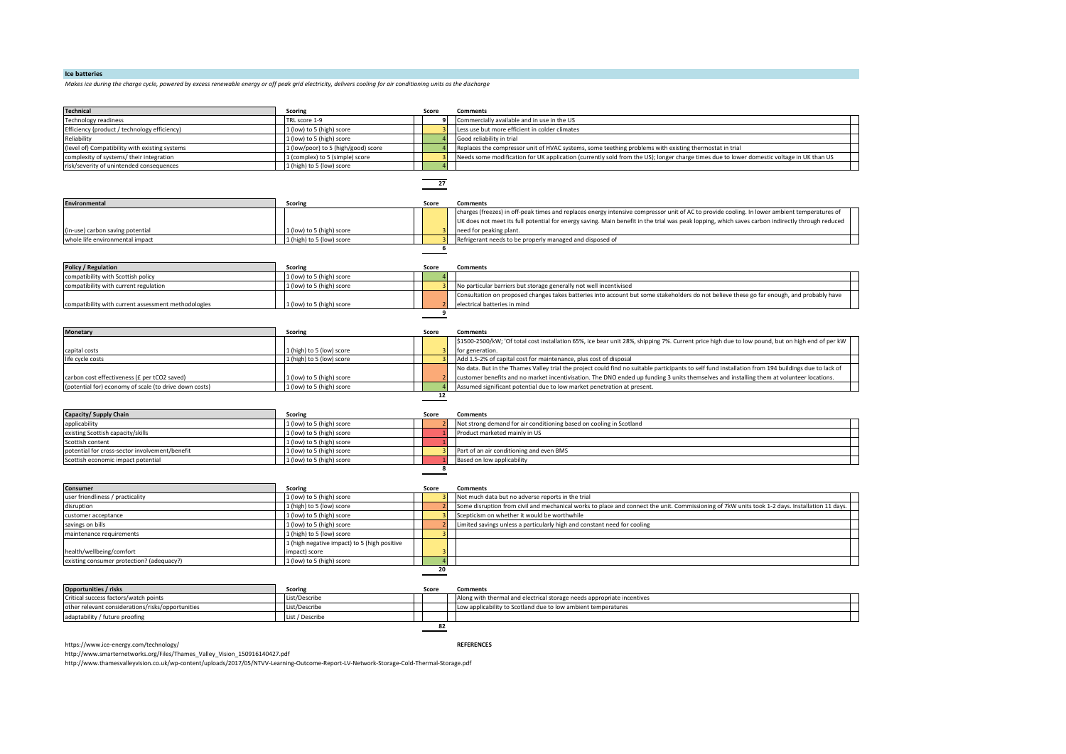## Ice batteries

*Makes ice during the charge cycle, powered by excess renewable energy or off peak grid electricity, delivers cooling for air conditioning units as the discharge*

| Technical | Scoring | Score | Comments |
|---|---|---|---|
| Technology readiness | TRL score 1-9 | 9 | Commercially available and in use in the US |
| Efficiency (product / technology efficiency) | 1 (low) to 5 (high) score | 3 | Less use but more efficient in colder climates |
| Reliability | 1 (low) to 5 (high) score | 4 | Good reliability in trial |
| (level of) Compatibility with existing systems | 1 (low/poor) to 5 (high/good) score | 4 | Replaces the compressor unit of HVAC systems, some teething problems with existing thermostat in trial |
| complexity of systems/ their integration | 1 (complex) to 5 (simple) score | 3 | Needs some modification for UK application (currently sold from the US); longer charge times due to lower domestic voltage in UK than US |
| risk/severity of unintended consequences | 1 (high) to 5 (low) score | 4 | |
| | | 27 | |

| Environmental | Scoring | Score | Comments |
|---|---|---|---|
| (in-use) carbon saving potential | 1 (low) to 5 (high) score | 3 | charges (freezes) in off-peak times and replaces energy intensive compressor unit of AC to provide cooling. In lower ambient temperatures of UK does not meet its full potential for energy saving. Main benefit in the trial was peak lopping, which saves carbon indirectly through reduced need for peaking plant. |
| whole life environmental impact | 1 (high) to 5 (low) score | 3 | Refrigerant needs to be properly managed and disposed of |
| | | 6 | |

| Policy / Regulation | Scoring | Score | Comments |
|---|---|---|---|
| compatibility with Scottish policy | 1 (low) to 5 (high) score | 4 | |
| compatibility with current regulation | 1 (low) to 5 (high) score | 3 | No particular barriers but storage generally not well incentivised |
| compatibility with current assessment methodologies | 1 (low) to 5 (high) score | 2 | Consultation on proposed changes takes batteries into account but some stakeholders do not believe these go far enough, and probably have electrical batteries in mind |
| | | 9 | |

| Monetary | Scoring | Score | Comments |
|---|---|---|---|
| capital costs | 1 (high) to 5 (low) score | 3 | $1500-2500/kW; 'Of total cost installation 65%, ice bear unit 28%, shipping 7%. Current price high due to low pound, but on high end of per kW for generation. |
| life cycle costs | 1 (high) to 5 (low) score | 3 | Add 1.5-2% of capital cost for maintenance, plus cost of disposal |
| carbon cost effectiveness (£ per tCO2 saved) | 1 (low) to 5 (high) score | 2 | No data. But in the Thames Valley trial the project could find no suitable participants to self fund installation from 194 buildings due to lack of customer benefits and no market incentivisation. The DNO ended up funding 3 units themselves and installing them at volunteer locations. |
| (potential for) economy of scale (to drive down costs) | 1 (low) to 5 (high) score | 4 | Assumed significant potential due to low market penetration at present. |
| | | 12 | |

| Capacity/ Supply Chain | Scoring | Score | Comments |
|---|---|---|---|
| applicability | 1 (low) to 5 (high) score | 2 | Not strong demand for air conditioning based on cooling in Scotland |
| existing Scottish capacity/skills | 1 (low) to 5 (high) score | 1 | Product marketed mainly in US |
| Scottish content | 1 (low) to 5 (high) score | 1 | |
| potential for cross-sector involvement/benefit | 1 (low) to 5 (high) score | 3 | Part of an air conditioning and even BMS |
| Scottish economic impact potential | 1 (low) to 5 (high) score | 1 | Based on low applicability |
| | | 8 | |

| Consumer | Scoring | Score | Comments |
|---|---|---|---|
| user friendliness / practicality | 1 (low) to 5 (high) score | 3 | Not much data but no adverse reports in the trial |
| disruption | 1 (high) to 5 (low) score | 2 | Some disruption from civil and mechanical works to place and connect the unit. Commissioning of 7kW units took 1-2 days. Installation 11 days. |
| customer acceptance | 1 (low) to 5 (high) score | 3 | Scepticism on whether it would be worthwhile |
| savings on bills | 1 (low) to 5 (high) score | 2 | Limited savings unless a particularly high and constant need for cooling |
| maintenance requirements | 1 (high) to 5 (low) score | 3 | |
| health/wellbeing/comfort | 1 (high negative impact) to 5 (high positive impact) score | 3 | |
| existing consumer protection? (adequacy?) | 1 (low) to 5 (high) score | 4 | |
| | | 20 | |

| Opportunities / risks | Scoring | Score | Comments |
|---|---|---|---|
| Critical success factors/watch points | List/Describe | | Along with thermal and electrical storage needs appropriate incentives |
| other relevant considerations/risks/opportunities | List/Describe | | Low applicability to Scotland due to low ambient temperatures |
| adaptability / future proofing | List / Describe | | |
| | | 82 | |

**REFERENCES**

https://www.ice-energy.com/technology/

http://www.smarternetworks.org/Files/Thames_Valley_Vision_150916140427.pdf

http://www.thamesvalleyvision.co.uk/wp-content/uploads/2017/05/NTVV-Learning-Outcome-Report-LV-Network-Storage-Cold-Thermal-Storage.pdf